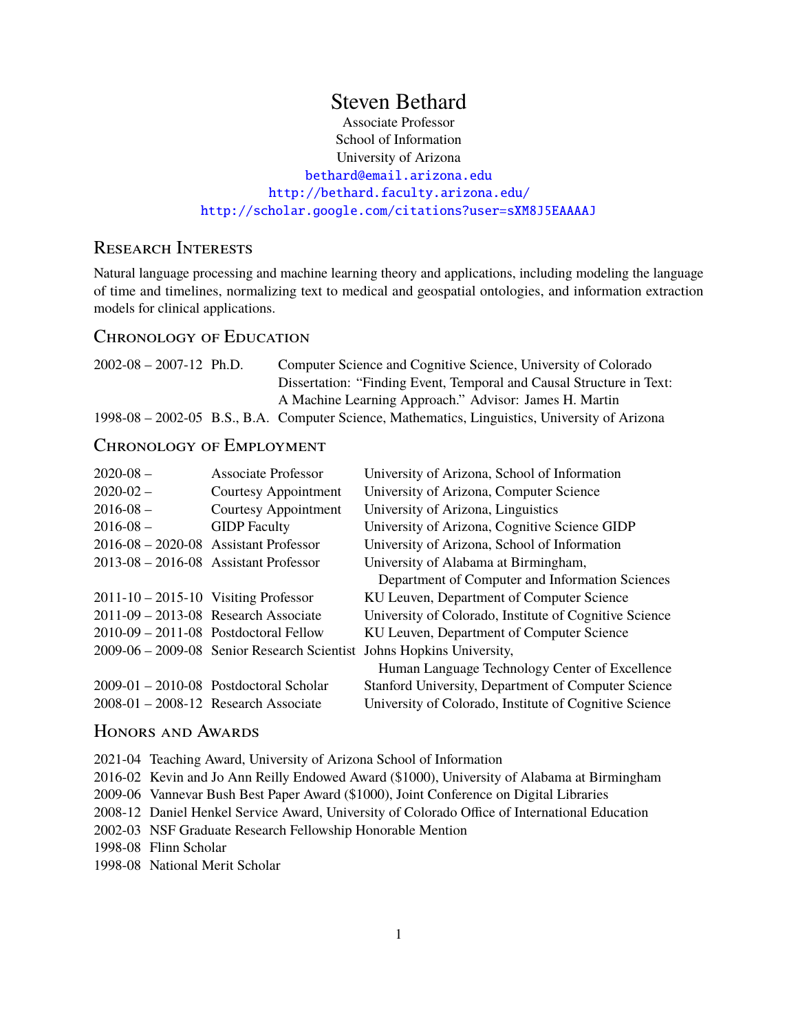# Steven Bethard

Associate Professor
School of Information
University of Arizona
bethard@email.arizona.edu
http://bethard.faculty.arizona.edu/
http://scholar.google.com/citations?user=sXM8J5EAAAAJ

## Research Interests

Natural language processing and machine learning theory and applications, including modeling the language of time and timelines, normalizing text to medical and geospatial ontologies, and information extraction models for clinical applications.

## Chronology of Education

| | | |
|---|---|---|
| 2002-08 – 2007-12 | Ph.D. | Computer Science and Cognitive Science, University of Colorado<br>Dissertation: "Finding Event, Temporal and Causal Structure in Text: A Machine Learning Approach." Advisor: James H. Martin |
| 1998-08 – 2002-05 | B.S., B.A. | Computer Science, Mathematics, Linguistics, University of Arizona |

## Chronology of Employment

| | | |
|---|---|---|
| 2020-08 – | Associate Professor | University of Arizona, School of Information |
| 2020-02 – | Courtesy Appointment | University of Arizona, Computer Science |
| 2016-08 – | Courtesy Appointment | University of Arizona, Linguistics |
| 2016-08 – | GIDP Faculty | University of Arizona, Cognitive Science GIDP |
| 2016-08 – 2020-08 | Assistant Professor | University of Arizona, School of Information |
| 2013-08 – 2016-08 | Assistant Professor | University of Alabama at Birmingham, Department of Computer and Information Sciences |
| 2011-10 – 2015-10 | Visiting Professor | KU Leuven, Department of Computer Science |
| 2011-09 – 2013-08 | Research Associate | University of Colorado, Institute of Cognitive Science |
| 2010-09 – 2011-08 | Postdoctoral Fellow | KU Leuven, Department of Computer Science |
| 2009-06 – 2009-08 | Senior Research Scientist | Johns Hopkins University, Human Language Technology Center of Excellence |
| 2009-01 – 2010-08 | Postdoctoral Scholar | Stanford University, Department of Computer Science |
| 2008-01 – 2008-12 | Research Associate | University of Colorado, Institute of Cognitive Science |

## Honors and Awards

- 2021-04 Teaching Award, University of Arizona School of Information
- 2016-02 Kevin and Jo Ann Reilly Endowed Award ($1000), University of Alabama at Birmingham
- 2009-06 Vannevar Bush Best Paper Award ($1000), Joint Conference on Digital Libraries
- 2008-12 Daniel Henkel Service Award, University of Colorado Office of International Education
- 2002-03 NSF Graduate Research Fellowship Honorable Mention
- 1998-08 Flinn Scholar
- 1998-08 National Merit Scholar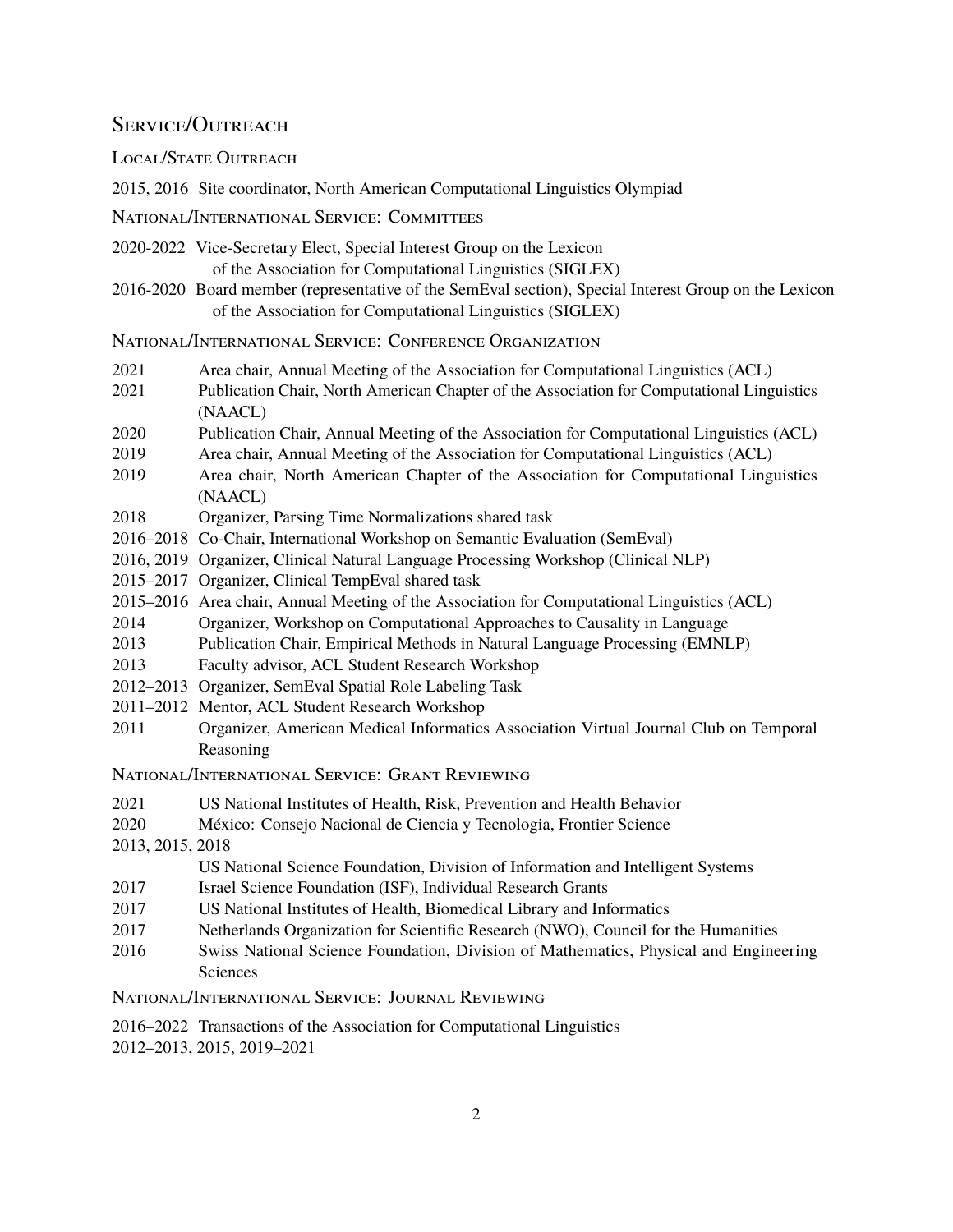## Service/Outreach

### Local/State Outreach

2015, 2016 Site coordinator, North American Computational Linguistics Olympiad

### National/International Service: Committees

2020-2022 Vice-Secretary Elect, Special Interest Group on the Lexicon of the Association for Computational Linguistics (SIGLEX)

2016-2020 Board member (representative of the SemEval section), Special Interest Group on the Lexicon of the Association for Computational Linguistics (SIGLEX)

### National/International Service: Conference Organization

2021 Area chair, Annual Meeting of the Association for Computational Linguistics (ACL)

2021 Publication Chair, North American Chapter of the Association for Computational Linguistics (NAACL)

2020 Publication Chair, Annual Meeting of the Association for Computational Linguistics (ACL)

2019 Area chair, Annual Meeting of the Association for Computational Linguistics (ACL)

2019 Area chair, North American Chapter of the Association for Computational Linguistics (NAACL)

2018 Organizer, Parsing Time Normalizations shared task

2016–2018 Co-Chair, International Workshop on Semantic Evaluation (SemEval)

2016, 2019 Organizer, Clinical Natural Language Processing Workshop (Clinical NLP)

2015–2017 Organizer, Clinical TempEval shared task

2015–2016 Area chair, Annual Meeting of the Association for Computational Linguistics (ACL)

2014 Organizer, Workshop on Computational Approaches to Causality in Language

2013 Publication Chair, Empirical Methods in Natural Language Processing (EMNLP)

2013 Faculty advisor, ACL Student Research Workshop

2012–2013 Organizer, SemEval Spatial Role Labeling Task

2011–2012 Mentor, ACL Student Research Workshop

2011 Organizer, American Medical Informatics Association Virtual Journal Club on Temporal Reasoning

### National/International Service: Grant Reviewing

2021 US National Institutes of Health, Risk, Prevention and Health Behavior

2020 México: Consejo Nacional de Ciencia y Tecnologia, Frontier Science

2013, 2015, 2018 US National Science Foundation, Division of Information and Intelligent Systems

2017 Israel Science Foundation (ISF), Individual Research Grants

2017 US National Institutes of Health, Biomedical Library and Informatics

2017 Netherlands Organization for Scientific Research (NWO), Council for the Humanities

2016 Swiss National Science Foundation, Division of Mathematics, Physical and Engineering Sciences

### National/International Service: Journal Reviewing

2016–2022 Transactions of the Association for Computational Linguistics

2012–2013, 2015, 2019–2021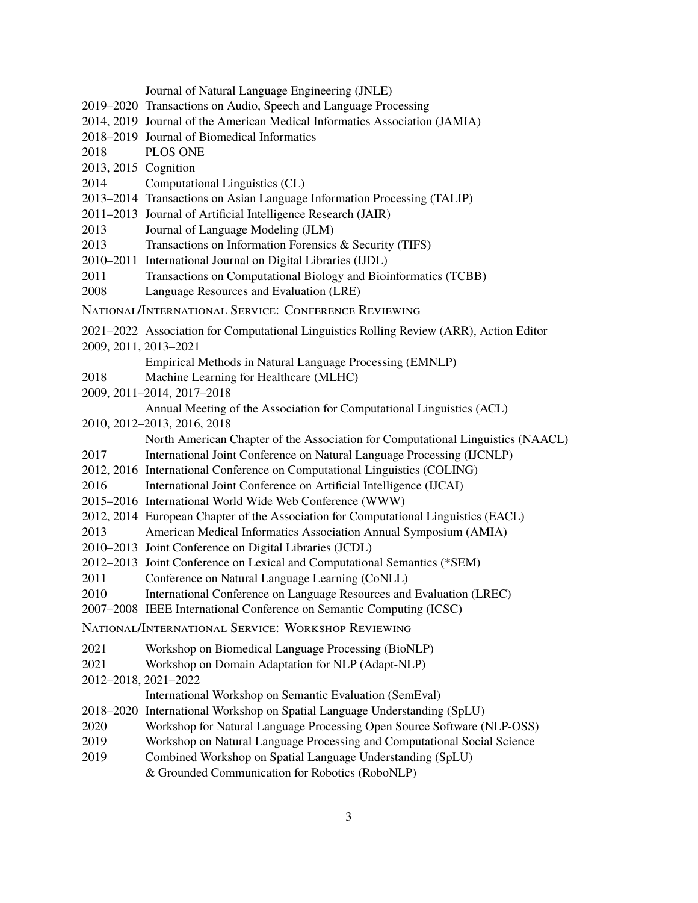Journal of Natural Language Engineering (JNLE)

2019–2020 Transactions on Audio, Speech and Language Processing
2014, 2019 Journal of the American Medical Informatics Association (JAMIA)
2018–2019 Journal of Biomedical Informatics
2018 PLOS ONE
2013, 2015 Cognition
2014 Computational Linguistics (CL)
2013–2014 Transactions on Asian Language Information Processing (TALIP)
2011–2013 Journal of Artificial Intelligence Research (JAIR)
2013 Journal of Language Modeling (JLM)
2013 Transactions on Information Forensics & Security (TIFS)
2010–2011 International Journal on Digital Libraries (IJDL)
2011 Transactions on Computational Biology and Bioinformatics (TCBB)
2008 Language Resources and Evaluation (LRE)

### National/International Service: Conference Reviewing

2021–2022 Association for Computational Linguistics Rolling Review (ARR), Action Editor
2009, 2011, 2013–2021
Empirical Methods in Natural Language Processing (EMNLP)
2018 Machine Learning for Healthcare (MLHC)
2009, 2011–2014, 2017–2018
Annual Meeting of the Association for Computational Linguistics (ACL)
2010, 2012–2013, 2016, 2018
North American Chapter of the Association for Computational Linguistics (NAACL)
2017 International Joint Conference on Natural Language Processing (IJCNLP)
2012, 2016 International Conference on Computational Linguistics (COLING)
2016 International Joint Conference on Artificial Intelligence (IJCAI)
2015–2016 International World Wide Web Conference (WWW)
2012, 2014 European Chapter of the Association for Computational Linguistics (EACL)
2013 American Medical Informatics Association Annual Symposium (AMIA)
2010–2013 Joint Conference on Digital Libraries (JCDL)
2012–2013 Joint Conference on Lexical and Computational Semantics (*SEM)
2011 Conference on Natural Language Learning (CoNLL)
2010 International Conference on Language Resources and Evaluation (LREC)
2007–2008 IEEE International Conference on Semantic Computing (ICSC)

### National/International Service: Workshop Reviewing

2021 Workshop on Biomedical Language Processing (BioNLP)
2021 Workshop on Domain Adaptation for NLP (Adapt-NLP)
2012–2018, 2021–2022
International Workshop on Semantic Evaluation (SemEval)
2018–2020 International Workshop on Spatial Language Understanding (SpLU)
2020 Workshop for Natural Language Processing Open Source Software (NLP-OSS)
2019 Workshop on Natural Language Processing and Computational Social Science
2019 Combined Workshop on Spatial Language Understanding (SpLU)
& Grounded Communication for Robotics (RoboNLP)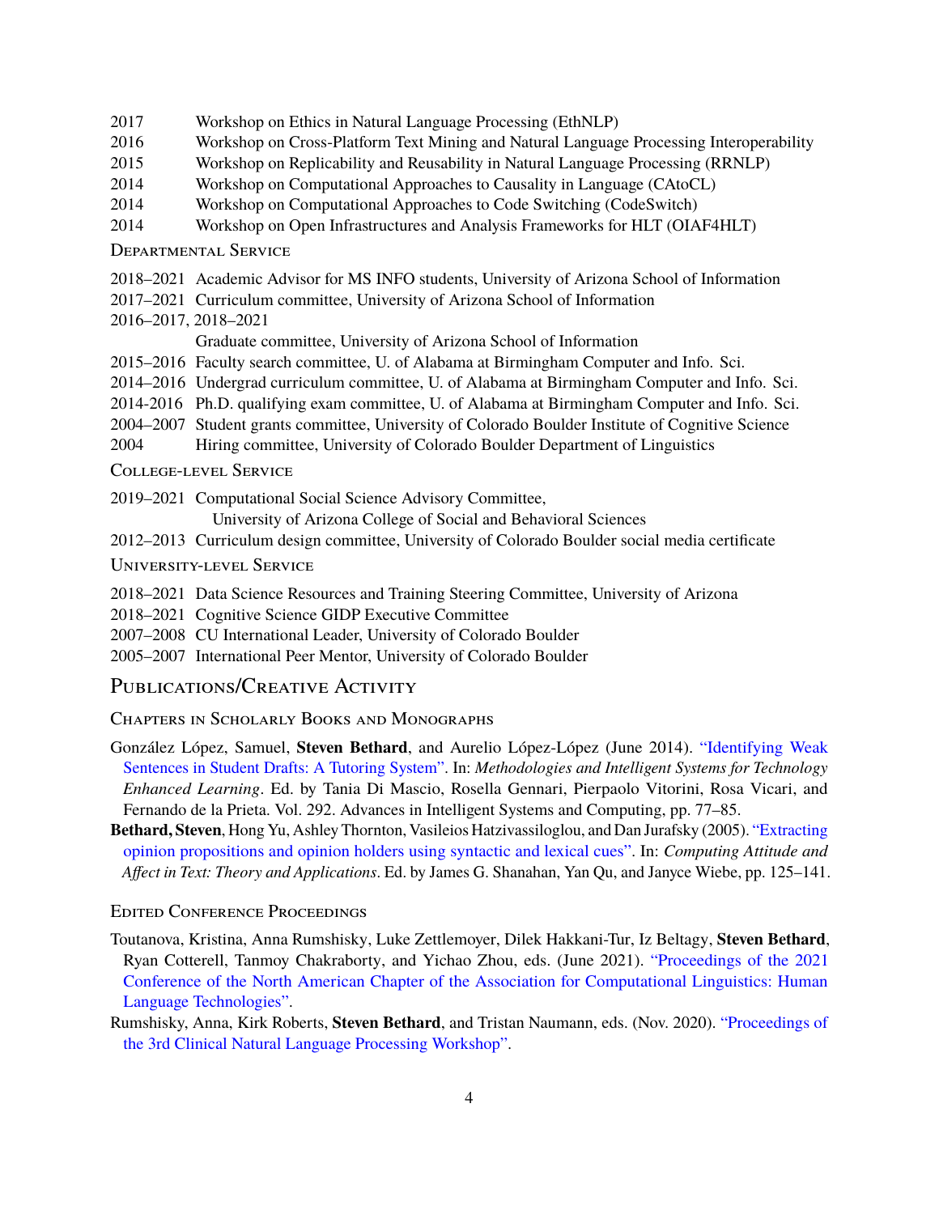2017 Workshop on Ethics in Natural Language Processing (EthNLP)
2016 Workshop on Cross-Platform Text Mining and Natural Language Processing Interoperability
2015 Workshop on Replicability and Reusability in Natural Language Processing (RRNLP)
2014 Workshop on Computational Approaches to Causality in Language (CAtoCL)
2014 Workshop on Computational Approaches to Code Switching (CodeSwitch)
2014 Workshop on Open Infrastructures and Analysis Frameworks for HLT (OIAF4HLT)

### Departmental Service

2018–2021 Academic Advisor for MS INFO students, University of Arizona School of Information
2017–2021 Curriculum committee, University of Arizona School of Information
2016–2017, 2018–2021
Graduate committee, University of Arizona School of Information
2015–2016 Faculty search committee, U. of Alabama at Birmingham Computer and Info. Sci.
2014–2016 Undergrad curriculum committee, U. of Alabama at Birmingham Computer and Info. Sci.
2014-2016 Ph.D. qualifying exam committee, U. of Alabama at Birmingham Computer and Info. Sci.
2004–2007 Student grants committee, University of Colorado Boulder Institute of Cognitive Science
2004 Hiring committee, University of Colorado Boulder Department of Linguistics

### College-level Service

2019–2021 Computational Social Science Advisory Committee,
University of Arizona College of Social and Behavioral Sciences
2012–2013 Curriculum design committee, University of Colorado Boulder social media certificate

### University-level Service

2018–2021 Data Science Resources and Training Steering Committee, University of Arizona
2018–2021 Cognitive Science GIDP Executive Committee
2007–2008 CU International Leader, University of Colorado Boulder
2005–2007 International Peer Mentor, University of Colorado Boulder

## Publications/Creative Activity

### Chapters in Scholarly Books and Monographs

González López, Samuel, **Steven Bethard**, and Aurelio López-López (June 2014). "Identifying Weak Sentences in Student Drafts: A Tutoring System". In: *Methodologies and Intelligent Systems for Technology Enhanced Learning*. Ed. by Tania Di Mascio, Rosella Gennari, Pierpaolo Vitorini, Rosa Vicari, and Fernando de la Prieta. Vol. 292. Advances in Intelligent Systems and Computing, pp. 77–85.

**Bethard, Steven**, Hong Yu, Ashley Thornton, Vasileios Hatzivassiloglou, and Dan Jurafsky (2005). "Extracting opinion propositions and opinion holders using syntactic and lexical cues". In: *Computing Attitude and Affect in Text: Theory and Applications*. Ed. by James G. Shanahan, Yan Qu, and Janyce Wiebe, pp. 125–141.

### Edited Conference Proceedings

Toutanova, Kristina, Anna Rumshisky, Luke Zettlemoyer, Dilek Hakkani-Tur, Iz Beltagy, **Steven Bethard**, Ryan Cotterell, Tanmoy Chakraborty, and Yichao Zhou, eds. (June 2021). "Proceedings of the 2021 Conference of the North American Chapter of the Association for Computational Linguistics: Human Language Technologies".

Rumshisky, Anna, Kirk Roberts, **Steven Bethard**, and Tristan Naumann, eds. (Nov. 2020). "Proceedings of the 3rd Clinical Natural Language Processing Workshop".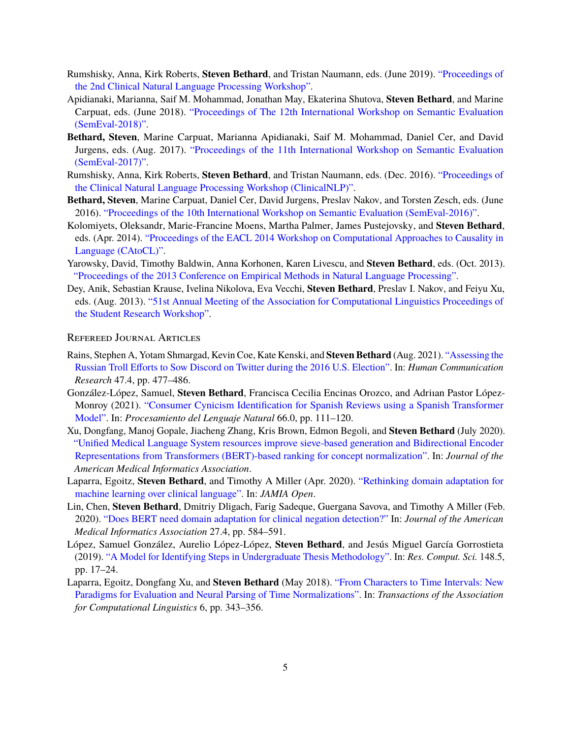Rumshisky, Anna, Kirk Roberts, **Steven Bethard**, and Tristan Naumann, eds. (June 2019). "Proceedings of the 2nd Clinical Natural Language Processing Workshop".

Apidianaki, Marianna, Saif M. Mohammad, Jonathan May, Ekaterina Shutova, **Steven Bethard**, and Marine Carpuat, eds. (June 2018). "Proceedings of The 12th International Workshop on Semantic Evaluation (SemEval-2018)".

**Bethard, Steven**, Marine Carpuat, Marianna Apidianaki, Saif M. Mohammad, Daniel Cer, and David Jurgens, eds. (Aug. 2017). "Proceedings of the 11th International Workshop on Semantic Evaluation (SemEval-2017)".

Rumshisky, Anna, Kirk Roberts, **Steven Bethard**, and Tristan Naumann, eds. (Dec. 2016). "Proceedings of the Clinical Natural Language Processing Workshop (ClinicalNLP)".

**Bethard, Steven**, Marine Carpuat, Daniel Cer, David Jurgens, Preslav Nakov, and Torsten Zesch, eds. (June 2016). "Proceedings of the 10th International Workshop on Semantic Evaluation (SemEval-2016)".

Kolomiyets, Oleksandr, Marie-Francine Moens, Martha Palmer, James Pustejovsky, and **Steven Bethard**, eds. (Apr. 2014). "Proceedings of the EACL 2014 Workshop on Computational Approaches to Causality in Language (CAtoCL)".

Yarowsky, David, Timothy Baldwin, Anna Korhonen, Karen Livescu, and **Steven Bethard**, eds. (Oct. 2013). "Proceedings of the 2013 Conference on Empirical Methods in Natural Language Processing".

Dey, Anik, Sebastian Krause, Ivelina Nikolova, Eva Vecchi, **Steven Bethard**, Preslav I. Nakov, and Feiyu Xu, eds. (Aug. 2013). "51st Annual Meeting of the Association for Computational Linguistics Proceedings of the Student Research Workshop".

### Refereed Journal Articles

Rains, Stephen A, Yotam Shmargad, Kevin Coe, Kate Kenski, and **Steven Bethard** (Aug. 2021). "Assessing the Russian Troll Efforts to Sow Discord on Twitter during the 2016 U.S. Election". In: *Human Communication Research* 47.4, pp. 477–486.

González-López, Samuel, **Steven Bethard**, Francisca Cecilia Encinas Orozco, and Adriıan Pastor López-Monroy (2021). "Consumer Cynicism Identification for Spanish Reviews using a Spanish Transformer Model". In: *Procesamiento del Lenguaje Natural* 66.0, pp. 111–120.

Xu, Dongfang, Manoj Gopale, Jiacheng Zhang, Kris Brown, Edmon Begoli, and **Steven Bethard** (July 2020). "Unified Medical Language System resources improve sieve-based generation and Bidirectional Encoder Representations from Transformers (BERT)-based ranking for concept normalization". In: *Journal of the American Medical Informatics Association*.

Laparra, Egoitz, **Steven Bethard**, and Timothy A Miller (Apr. 2020). "Rethinking domain adaptation for machine learning over clinical language". In: *JAMIA Open*.

Lin, Chen, **Steven Bethard**, Dmitriy Dligach, Farig Sadeque, Guergana Savova, and Timothy A Miller (Feb. 2020). "Does BERT need domain adaptation for clinical negation detection?" In: *Journal of the American Medical Informatics Association* 27.4, pp. 584–591.

López, Samuel González, Aurelio López-López, **Steven Bethard**, and Jesús Miguel García Gorrostieta (2019). "A Model for Identifying Steps in Undergraduate Thesis Methodology". In: *Res. Comput. Sci.* 148.5, pp. 17–24.

Laparra, Egoitz, Dongfang Xu, and **Steven Bethard** (May 2018). "From Characters to Time Intervals: New Paradigms for Evaluation and Neural Parsing of Time Normalizations". In: *Transactions of the Association for Computational Linguistics* 6, pp. 343–356.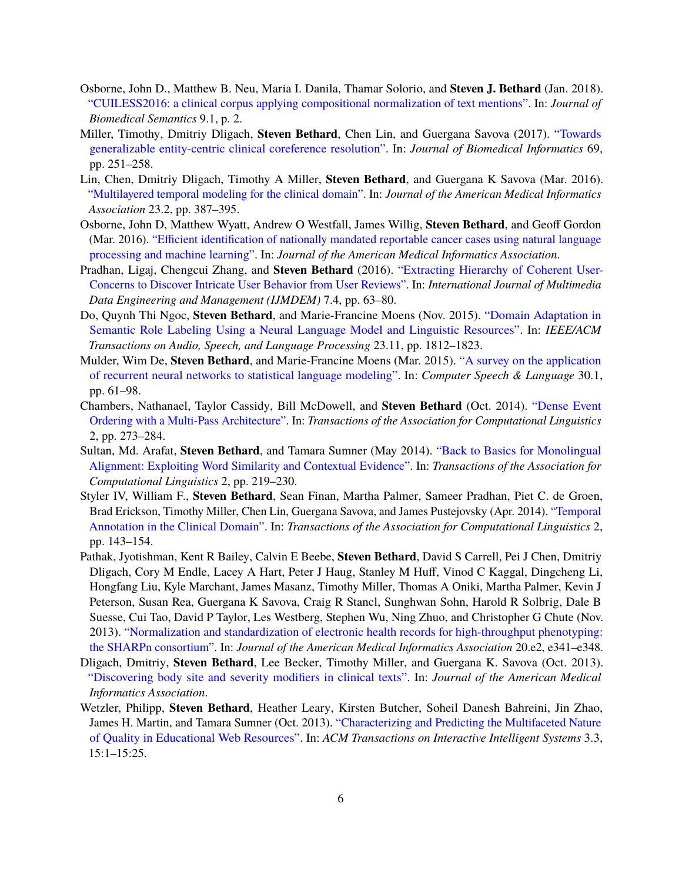Osborne, John D., Matthew B. Neu, Maria I. Danila, Thamar Solorio, and **Steven J. Bethard** (Jan. 2018). "CUILESS2016: a clinical corpus applying compositional normalization of text mentions". In: *Journal of Biomedical Semantics* 9.1, p. 2.

Miller, Timothy, Dmitriy Dligach, **Steven Bethard**, Chen Lin, and Guergana Savova (2017). "Towards generalizable entity-centric clinical coreference resolution". In: *Journal of Biomedical Informatics* 69, pp. 251–258.

Lin, Chen, Dmitriy Dligach, Timothy A Miller, **Steven Bethard**, and Guergana K Savova (Mar. 2016). "Multilayered temporal modeling for the clinical domain". In: *Journal of the American Medical Informatics Association* 23.2, pp. 387–395.

Osborne, John D, Matthew Wyatt, Andrew O Westfall, James Willig, **Steven Bethard**, and Geoff Gordon (Mar. 2016). "Efficient identification of nationally mandated reportable cancer cases using natural language processing and machine learning". In: *Journal of the American Medical Informatics Association*.

Pradhan, Ligaj, Chengcui Zhang, and **Steven Bethard** (2016). "Extracting Hierarchy of Coherent User-Concerns to Discover Intricate User Behavior from User Reviews". In: *International Journal of Multimedia Data Engineering and Management (IJMDEM)* 7.4, pp. 63–80.

Do, Quynh Thi Ngoc, **Steven Bethard**, and Marie-Francine Moens (Nov. 2015). "Domain Adaptation in Semantic Role Labeling Using a Neural Language Model and Linguistic Resources". In: *IEEE/ACM Transactions on Audio, Speech, and Language Processing* 23.11, pp. 1812–1823.

Mulder, Wim De, **Steven Bethard**, and Marie-Francine Moens (Mar. 2015). "A survey on the application of recurrent neural networks to statistical language modeling". In: *Computer Speech & Language* 30.1, pp. 61–98.

Chambers, Nathanael, Taylor Cassidy, Bill McDowell, and **Steven Bethard** (Oct. 2014). "Dense Event Ordering with a Multi-Pass Architecture". In: *Transactions of the Association for Computational Linguistics* 2, pp. 273–284.

Sultan, Md. Arafat, **Steven Bethard**, and Tamara Sumner (May 2014). "Back to Basics for Monolingual Alignment: Exploiting Word Similarity and Contextual Evidence". In: *Transactions of the Association for Computational Linguistics* 2, pp. 219–230.

Styler IV, William F., **Steven Bethard**, Sean Finan, Martha Palmer, Sameer Pradhan, Piet C. de Groen, Brad Erickson, Timothy Miller, Chen Lin, Guergana Savova, and James Pustejovsky (Apr. 2014). "Temporal Annotation in the Clinical Domain". In: *Transactions of the Association for Computational Linguistics* 2, pp. 143–154.

Pathak, Jyotishman, Kent R Bailey, Calvin E Beebe, **Steven Bethard**, David S Carrell, Pei J Chen, Dmitriy Dligach, Cory M Endle, Lacey A Hart, Peter J Haug, Stanley M Huff, Vinod C Kaggal, Dingcheng Li, Hongfang Liu, Kyle Marchant, James Masanz, Timothy Miller, Thomas A Oniki, Martha Palmer, Kevin J Peterson, Susan Rea, Guergana K Savova, Craig R Stancl, Sunghwan Sohn, Harold R Solbrig, Dale B Suesse, Cui Tao, David P Taylor, Les Westberg, Stephen Wu, Ning Zhuo, and Christopher G Chute (Nov. 2013). "Normalization and standardization of electronic health records for high-throughput phenotyping: the SHARPn consortium". In: *Journal of the American Medical Informatics Association* 20.e2, e341–e348.

Dligach, Dmitriy, **Steven Bethard**, Lee Becker, Timothy Miller, and Guergana K. Savova (Oct. 2013). "Discovering body site and severity modifiers in clinical texts". In: *Journal of the American Medical Informatics Association*.

Wetzler, Philipp, **Steven Bethard**, Heather Leary, Kirsten Butcher, Soheil Danesh Bahreini, Jin Zhao, James H. Martin, and Tamara Sumner (Oct. 2013). "Characterizing and Predicting the Multifaceted Nature of Quality in Educational Web Resources". In: *ACM Transactions on Interactive Intelligent Systems* 3.3, 15:1–15:25.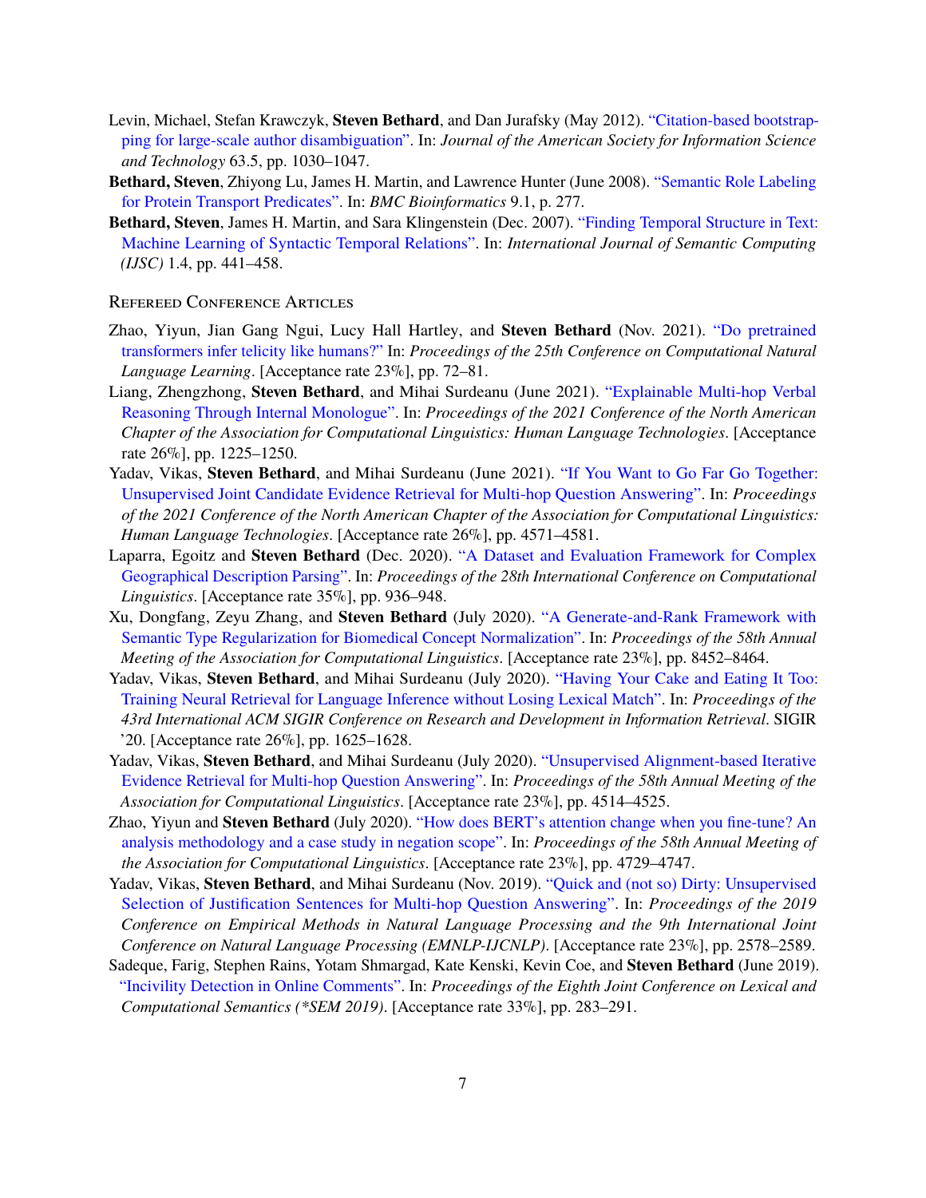Levin, Michael, Stefan Krawczyk, **Steven Bethard**, and Dan Jurafsky (May 2012). "Citation-based bootstrapping for large-scale author disambiguation". In: *Journal of the American Society for Information Science and Technology* 63.5, pp. 1030–1047.

**Bethard, Steven**, Zhiyong Lu, James H. Martin, and Lawrence Hunter (June 2008). "Semantic Role Labeling for Protein Transport Predicates". In: *BMC Bioinformatics* 9.1, p. 277.

**Bethard, Steven**, James H. Martin, and Sara Klingenstein (Dec. 2007). "Finding Temporal Structure in Text: Machine Learning of Syntactic Temporal Relations". In: *International Journal of Semantic Computing (IJSC)* 1.4, pp. 441–458.

### Refereed Conference Articles

Zhao, Yiyun, Jian Gang Ngui, Lucy Hall Hartley, and **Steven Bethard** (Nov. 2021). "Do pretrained transformers infer telicity like humans?" In: *Proceedings of the 25th Conference on Computational Natural Language Learning*. [Acceptance rate 23%], pp. 72–81.

Liang, Zhengzhong, **Steven Bethard**, and Mihai Surdeanu (June 2021). "Explainable Multi-hop Verbal Reasoning Through Internal Monologue". In: *Proceedings of the 2021 Conference of the North American Chapter of the Association for Computational Linguistics: Human Language Technologies*. [Acceptance rate 26%], pp. 1225–1250.

Yadav, Vikas, **Steven Bethard**, and Mihai Surdeanu (June 2021). "If You Want to Go Far Go Together: Unsupervised Joint Candidate Evidence Retrieval for Multi-hop Question Answering". In: *Proceedings of the 2021 Conference of the North American Chapter of the Association for Computational Linguistics: Human Language Technologies*. [Acceptance rate 26%], pp. 4571–4581.

Laparra, Egoitz and **Steven Bethard** (Dec. 2020). "A Dataset and Evaluation Framework for Complex Geographical Description Parsing". In: *Proceedings of the 28th International Conference on Computational Linguistics*. [Acceptance rate 35%], pp. 936–948.

Xu, Dongfang, Zeyu Zhang, and **Steven Bethard** (July 2020). "A Generate-and-Rank Framework with Semantic Type Regularization for Biomedical Concept Normalization". In: *Proceedings of the 58th Annual Meeting of the Association for Computational Linguistics*. [Acceptance rate 23%], pp. 8452–8464.

Yadav, Vikas, **Steven Bethard**, and Mihai Surdeanu (July 2020). "Having Your Cake and Eating It Too: Training Neural Retrieval for Language Inference without Losing Lexical Match". In: *Proceedings of the 43rd International ACM SIGIR Conference on Research and Development in Information Retrieval*. SIGIR '20. [Acceptance rate 26%], pp. 1625–1628.

Yadav, Vikas, **Steven Bethard**, and Mihai Surdeanu (July 2020). "Unsupervised Alignment-based Iterative Evidence Retrieval for Multi-hop Question Answering". In: *Proceedings of the 58th Annual Meeting of the Association for Computational Linguistics*. [Acceptance rate 23%], pp. 4514–4525.

Zhao, Yiyun and **Steven Bethard** (July 2020). "How does BERT's attention change when you fine-tune? An analysis methodology and a case study in negation scope". In: *Proceedings of the 58th Annual Meeting of the Association for Computational Linguistics*. [Acceptance rate 23%], pp. 4729–4747.

Yadav, Vikas, **Steven Bethard**, and Mihai Surdeanu (Nov. 2019). "Quick and (not so) Dirty: Unsupervised Selection of Justification Sentences for Multi-hop Question Answering". In: *Proceedings of the 2019 Conference on Empirical Methods in Natural Language Processing and the 9th International Joint Conference on Natural Language Processing (EMNLP-IJCNLP)*. [Acceptance rate 23%], pp. 2578–2589.

Sadeque, Farig, Stephen Rains, Yotam Shmargad, Kate Kenski, Kevin Coe, and **Steven Bethard** (June 2019). "Incivility Detection in Online Comments". In: *Proceedings of the Eighth Joint Conference on Lexical and Computational Semantics (*SEM 2019)*. [Acceptance rate 33%], pp. 283–291.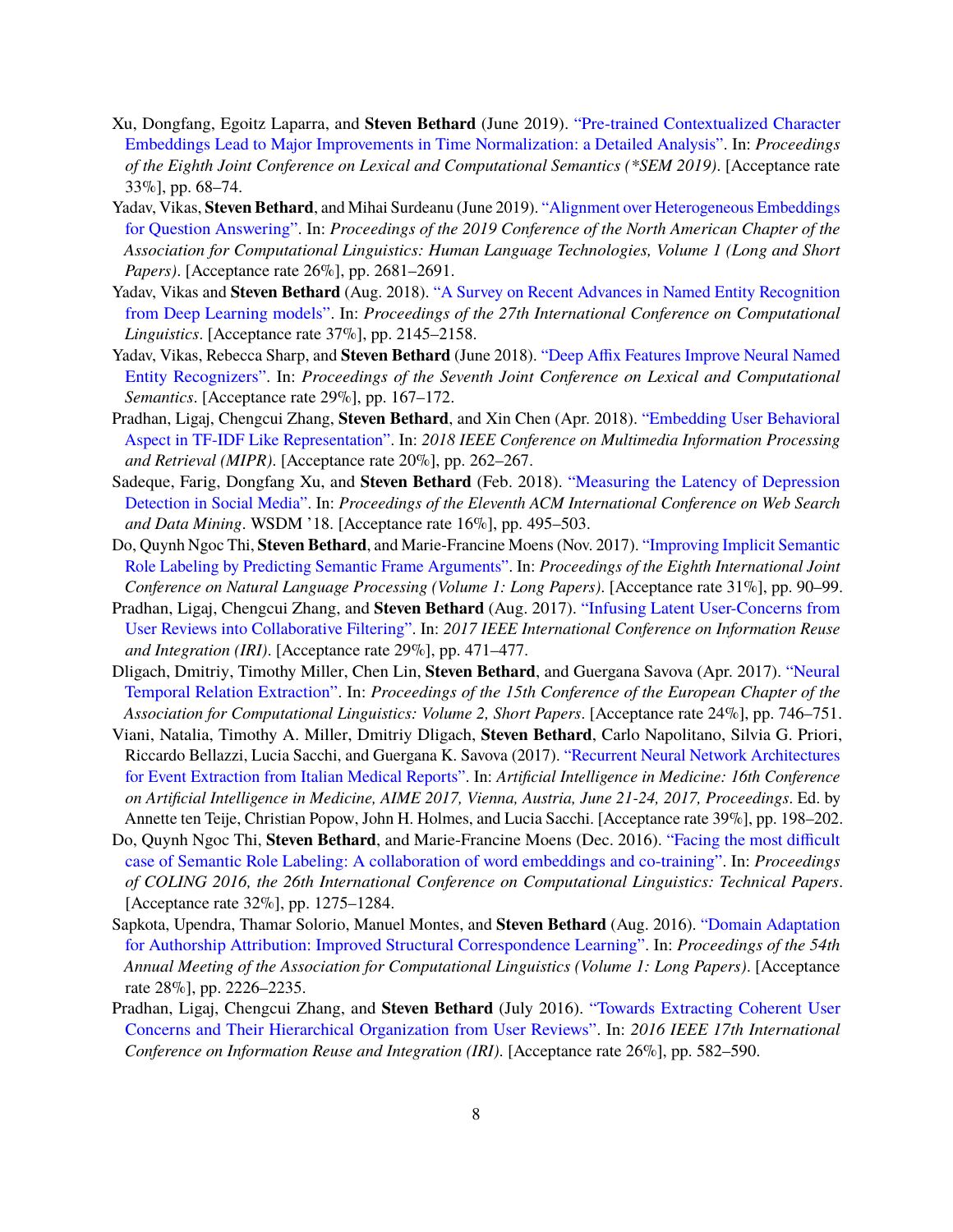Xu, Dongfang, Egoitz Laparra, and **Steven Bethard** (June 2019). "Pre-trained Contextualized Character Embeddings Lead to Major Improvements in Time Normalization: a Detailed Analysis". In: *Proceedings of the Eighth Joint Conference on Lexical and Computational Semantics (*SEM 2019)*. [Acceptance rate 33%], pp. 68–74.

Yadav, Vikas, **Steven Bethard**, and Mihai Surdeanu (June 2019). "Alignment over Heterogeneous Embeddings for Question Answering". In: *Proceedings of the 2019 Conference of the North American Chapter of the Association for Computational Linguistics: Human Language Technologies, Volume 1 (Long and Short Papers)*. [Acceptance rate 26%], pp. 2681–2691.

Yadav, Vikas and **Steven Bethard** (Aug. 2018). "A Survey on Recent Advances in Named Entity Recognition from Deep Learning models". In: *Proceedings of the 27th International Conference on Computational Linguistics*. [Acceptance rate 37%], pp. 2145–2158.

Yadav, Vikas, Rebecca Sharp, and **Steven Bethard** (June 2018). "Deep Affix Features Improve Neural Named Entity Recognizers". In: *Proceedings of the Seventh Joint Conference on Lexical and Computational Semantics*. [Acceptance rate 29%], pp. 167–172.

Pradhan, Ligaj, Chengcui Zhang, **Steven Bethard**, and Xin Chen (Apr. 2018). "Embedding User Behavioral Aspect in TF-IDF Like Representation". In: *2018 IEEE Conference on Multimedia Information Processing and Retrieval (MIPR)*. [Acceptance rate 20%], pp. 262–267.

Sadeque, Farig, Dongfang Xu, and **Steven Bethard** (Feb. 2018). "Measuring the Latency of Depression Detection in Social Media". In: *Proceedings of the Eleventh ACM International Conference on Web Search and Data Mining*. WSDM '18. [Acceptance rate 16%], pp. 495–503.

Do, Quynh Ngoc Thi, **Steven Bethard**, and Marie-Francine Moens (Nov. 2017). "Improving Implicit Semantic Role Labeling by Predicting Semantic Frame Arguments". In: *Proceedings of the Eighth International Joint Conference on Natural Language Processing (Volume 1: Long Papers)*. [Acceptance rate 31%], pp. 90–99.

Pradhan, Ligaj, Chengcui Zhang, and **Steven Bethard** (Aug. 2017). "Infusing Latent User-Concerns from User Reviews into Collaborative Filtering". In: *2017 IEEE International Conference on Information Reuse and Integration (IRI)*. [Acceptance rate 29%], pp. 471–477.

Dligach, Dmitriy, Timothy Miller, Chen Lin, **Steven Bethard**, and Guergana Savova (Apr. 2017). "Neural Temporal Relation Extraction". In: *Proceedings of the 15th Conference of the European Chapter of the Association for Computational Linguistics: Volume 2, Short Papers*. [Acceptance rate 24%], pp. 746–751.

Viani, Natalia, Timothy A. Miller, Dmitriy Dligach, **Steven Bethard**, Carlo Napolitano, Silvia G. Priori, Riccardo Bellazzi, Lucia Sacchi, and Guergana K. Savova (2017). "Recurrent Neural Network Architectures for Event Extraction from Italian Medical Reports". In: *Artificial Intelligence in Medicine: 16th Conference on Artificial Intelligence in Medicine, AIME 2017, Vienna, Austria, June 21-24, 2017, Proceedings*. Ed. by Annette ten Teije, Christian Popow, John H. Holmes, and Lucia Sacchi. [Acceptance rate 39%], pp. 198–202.

Do, Quynh Ngoc Thi, **Steven Bethard**, and Marie-Francine Moens (Dec. 2016). "Facing the most difficult case of Semantic Role Labeling: A collaboration of word embeddings and co-training". In: *Proceedings of COLING 2016, the 26th International Conference on Computational Linguistics: Technical Papers*. [Acceptance rate 32%], pp. 1275–1284.

Sapkota, Upendra, Thamar Solorio, Manuel Montes, and **Steven Bethard** (Aug. 2016). "Domain Adaptation for Authorship Attribution: Improved Structural Correspondence Learning". In: *Proceedings of the 54th Annual Meeting of the Association for Computational Linguistics (Volume 1: Long Papers)*. [Acceptance rate 28%], pp. 2226–2235.

Pradhan, Ligaj, Chengcui Zhang, and **Steven Bethard** (July 2016). "Towards Extracting Coherent User Concerns and Their Hierarchical Organization from User Reviews". In: *2016 IEEE 17th International Conference on Information Reuse and Integration (IRI)*. [Acceptance rate 26%], pp. 582–590.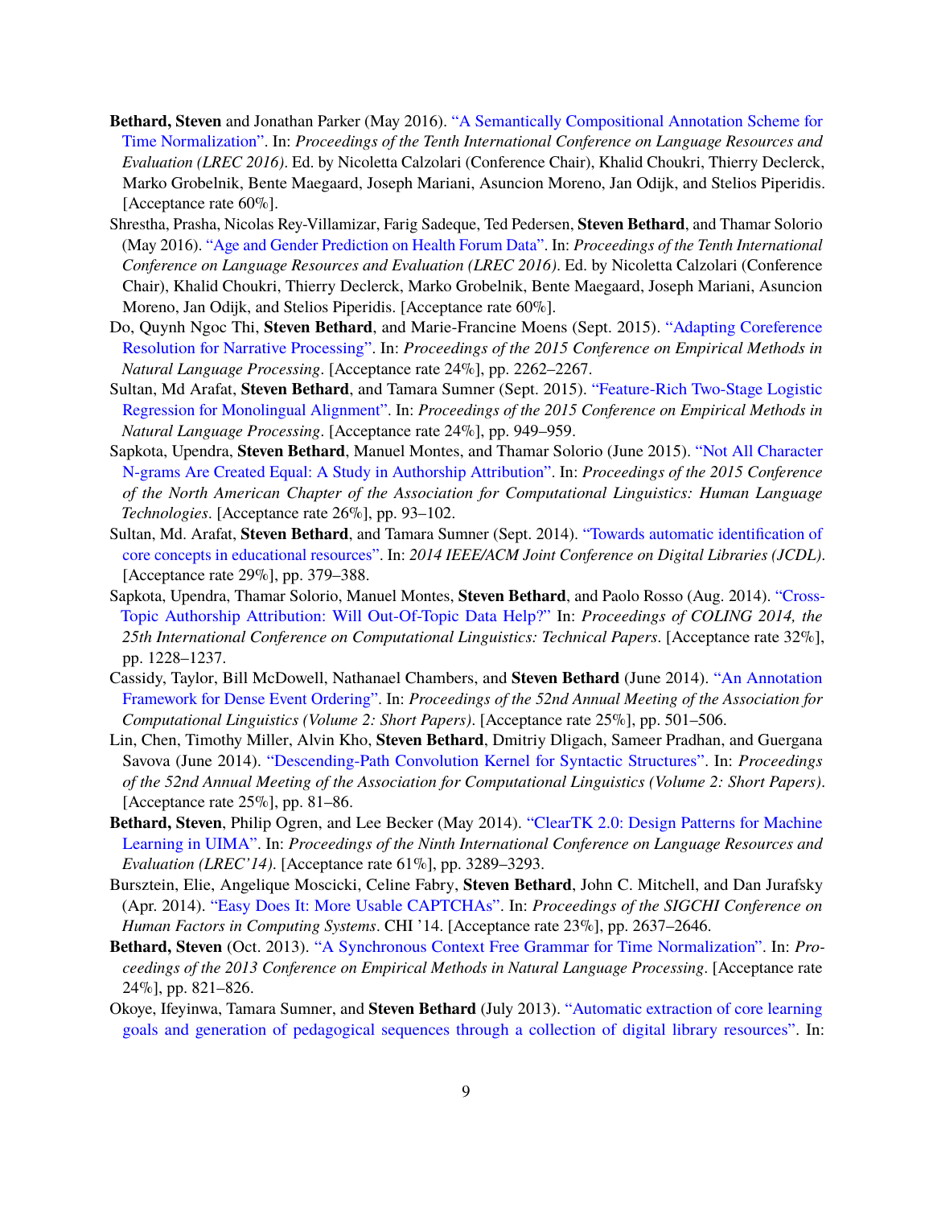**Bethard, Steven** and Jonathan Parker (May 2016). "A Semantically Compositional Annotation Scheme for Time Normalization". In: *Proceedings of the Tenth International Conference on Language Resources and Evaluation (LREC 2016)*. Ed. by Nicoletta Calzolari (Conference Chair), Khalid Choukri, Thierry Declerck, Marko Grobelnik, Bente Maegaard, Joseph Mariani, Asuncion Moreno, Jan Odijk, and Stelios Piperidis. [Acceptance rate 60%].

Shrestha, Prasha, Nicolas Rey-Villamizar, Farig Sadeque, Ted Pedersen, **Steven Bethard**, and Thamar Solorio (May 2016). "Age and Gender Prediction on Health Forum Data". In: *Proceedings of the Tenth International Conference on Language Resources and Evaluation (LREC 2016)*. Ed. by Nicoletta Calzolari (Conference Chair), Khalid Choukri, Thierry Declerck, Marko Grobelnik, Bente Maegaard, Joseph Mariani, Asuncion Moreno, Jan Odijk, and Stelios Piperidis. [Acceptance rate 60%].

Do, Quynh Ngoc Thi, **Steven Bethard**, and Marie-Francine Moens (Sept. 2015). "Adapting Coreference Resolution for Narrative Processing". In: *Proceedings of the 2015 Conference on Empirical Methods in Natural Language Processing*. [Acceptance rate 24%], pp. 2262–2267.

Sultan, Md Arafat, **Steven Bethard**, and Tamara Sumner (Sept. 2015). "Feature-Rich Two-Stage Logistic Regression for Monolingual Alignment". In: *Proceedings of the 2015 Conference on Empirical Methods in Natural Language Processing*. [Acceptance rate 24%], pp. 949–959.

Sapkota, Upendra, **Steven Bethard**, Manuel Montes, and Thamar Solorio (June 2015). "Not All Character N-grams Are Created Equal: A Study in Authorship Attribution". In: *Proceedings of the 2015 Conference of the North American Chapter of the Association for Computational Linguistics: Human Language Technologies*. [Acceptance rate 26%], pp. 93–102.

Sultan, Md. Arafat, **Steven Bethard**, and Tamara Sumner (Sept. 2014). "Towards automatic identification of core concepts in educational resources". In: *2014 IEEE/ACM Joint Conference on Digital Libraries (JCDL)*. [Acceptance rate 29%], pp. 379–388.

Sapkota, Upendra, Thamar Solorio, Manuel Montes, **Steven Bethard**, and Paolo Rosso (Aug. 2014). "Cross-Topic Authorship Attribution: Will Out-Of-Topic Data Help?" In: *Proceedings of COLING 2014, the 25th International Conference on Computational Linguistics: Technical Papers*. [Acceptance rate 32%], pp. 1228–1237.

Cassidy, Taylor, Bill McDowell, Nathanael Chambers, and **Steven Bethard** (June 2014). "An Annotation Framework for Dense Event Ordering". In: *Proceedings of the 52nd Annual Meeting of the Association for Computational Linguistics (Volume 2: Short Papers)*. [Acceptance rate 25%], pp. 501–506.

Lin, Chen, Timothy Miller, Alvin Kho, **Steven Bethard**, Dmitriy Dligach, Sameer Pradhan, and Guergana Savova (June 2014). "Descending-Path Convolution Kernel for Syntactic Structures". In: *Proceedings of the 52nd Annual Meeting of the Association for Computational Linguistics (Volume 2: Short Papers)*. [Acceptance rate 25%], pp. 81–86.

**Bethard, Steven**, Philip Ogren, and Lee Becker (May 2014). "ClearTK 2.0: Design Patterns for Machine Learning in UIMA". In: *Proceedings of the Ninth International Conference on Language Resources and Evaluation (LREC'14)*. [Acceptance rate 61%], pp. 3289–3293.

Bursztein, Elie, Angelique Moscicki, Celine Fabry, **Steven Bethard**, John C. Mitchell, and Dan Jurafsky (Apr. 2014). "Easy Does It: More Usable CAPTCHAs". In: *Proceedings of the SIGCHI Conference on Human Factors in Computing Systems*. CHI '14. [Acceptance rate 23%], pp. 2637–2646.

**Bethard, Steven** (Oct. 2013). "A Synchronous Context Free Grammar for Time Normalization". In: *Proceedings of the 2013 Conference on Empirical Methods in Natural Language Processing*. [Acceptance rate 24%], pp. 821–826.

Okoye, Ifeyinwa, Tamara Sumner, and **Steven Bethard** (July 2013). "Automatic extraction of core learning goals and generation of pedagogical sequences through a collection of digital library resources". In: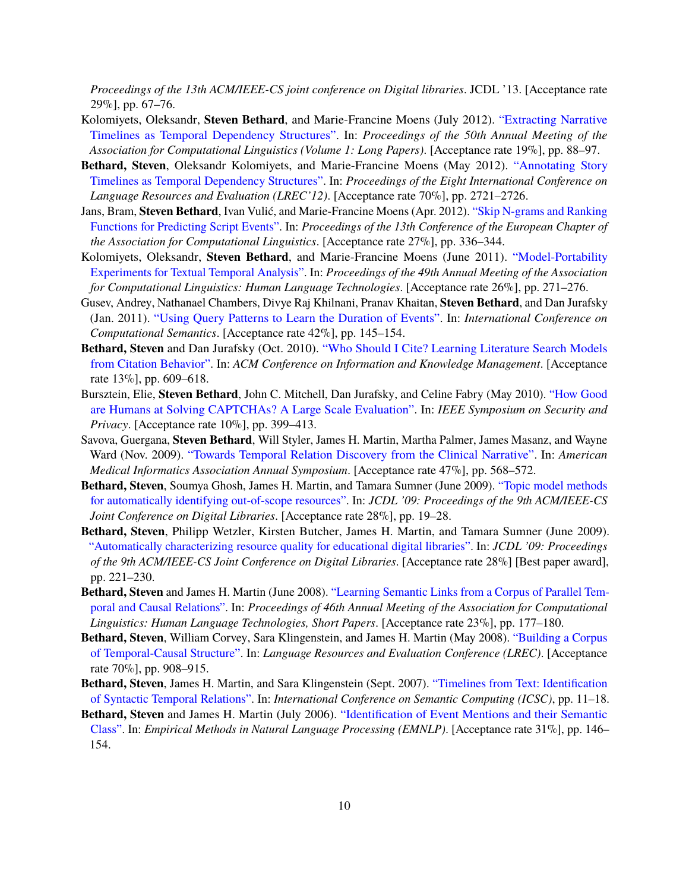*Proceedings of the 13th ACM/IEEE-CS joint conference on Digital libraries*. JCDL '13. [Acceptance rate 29%], pp. 67–76.

Kolomiyets, Oleksandr, **Steven Bethard**, and Marie-Francine Moens (July 2012). "Extracting Narrative Timelines as Temporal Dependency Structures". In: *Proceedings of the 50th Annual Meeting of the Association for Computational Linguistics (Volume 1: Long Papers)*. [Acceptance rate 19%], pp. 88–97.

**Bethard, Steven**, Oleksandr Kolomiyets, and Marie-Francine Moens (May 2012). "Annotating Story Timelines as Temporal Dependency Structures". In: *Proceedings of the Eight International Conference on Language Resources and Evaluation (LREC'12)*. [Acceptance rate 70%], pp. 2721–2726.

Jans, Bram, **Steven Bethard**, Ivan Vulić, and Marie-Francine Moens (Apr. 2012). "Skip N-grams and Ranking Functions for Predicting Script Events". In: *Proceedings of the 13th Conference of the European Chapter of the Association for Computational Linguistics*. [Acceptance rate 27%], pp. 336–344.

Kolomiyets, Oleksandr, **Steven Bethard**, and Marie-Francine Moens (June 2011). "Model-Portability Experiments for Textual Temporal Analysis". In: *Proceedings of the 49th Annual Meeting of the Association for Computational Linguistics: Human Language Technologies*. [Acceptance rate 26%], pp. 271–276.

Gusev, Andrey, Nathanael Chambers, Divye Raj Khilnani, Pranav Khaitan, **Steven Bethard**, and Dan Jurafsky (Jan. 2011). "Using Query Patterns to Learn the Duration of Events". In: *International Conference on Computational Semantics*. [Acceptance rate 42%], pp. 145–154.

**Bethard, Steven** and Dan Jurafsky (Oct. 2010). "Who Should I Cite? Learning Literature Search Models from Citation Behavior". In: *ACM Conference on Information and Knowledge Management*. [Acceptance rate 13%], pp. 609–618.

Bursztein, Elie, **Steven Bethard**, John C. Mitchell, Dan Jurafsky, and Celine Fabry (May 2010). "How Good are Humans at Solving CAPTCHAs? A Large Scale Evaluation". In: *IEEE Symposium on Security and Privacy*. [Acceptance rate 10%], pp. 399–413.

Savova, Guergana, **Steven Bethard**, Will Styler, James H. Martin, Martha Palmer, James Masanz, and Wayne Ward (Nov. 2009). "Towards Temporal Relation Discovery from the Clinical Narrative". In: *American Medical Informatics Association Annual Symposium*. [Acceptance rate 47%], pp. 568–572.

**Bethard, Steven**, Soumya Ghosh, James H. Martin, and Tamara Sumner (June 2009). "Topic model methods for automatically identifying out-of-scope resources". In: *JCDL '09: Proceedings of the 9th ACM/IEEE-CS Joint Conference on Digital Libraries*. [Acceptance rate 28%], pp. 19–28.

**Bethard, Steven**, Philipp Wetzler, Kirsten Butcher, James H. Martin, and Tamara Sumner (June 2009). "Automatically characterizing resource quality for educational digital libraries". In: *JCDL '09: Proceedings of the 9th ACM/IEEE-CS Joint Conference on Digital Libraries*. [Acceptance rate 28%] [Best paper award], pp. 221–230.

**Bethard, Steven** and James H. Martin (June 2008). "Learning Semantic Links from a Corpus of Parallel Temporal and Causal Relations". In: *Proceedings of 46th Annual Meeting of the Association for Computational Linguistics: Human Language Technologies, Short Papers*. [Acceptance rate 23%], pp. 177–180.

**Bethard, Steven**, William Corvey, Sara Klingenstein, and James H. Martin (May 2008). "Building a Corpus of Temporal-Causal Structure". In: *Language Resources and Evaluation Conference (LREC)*. [Acceptance rate 70%], pp. 908–915.

**Bethard, Steven**, James H. Martin, and Sara Klingenstein (Sept. 2007). "Timelines from Text: Identification of Syntactic Temporal Relations". In: *International Conference on Semantic Computing (ICSC)*, pp. 11–18.

**Bethard, Steven** and James H. Martin (July 2006). "Identification of Event Mentions and their Semantic Class". In: *Empirical Methods in Natural Language Processing (EMNLP)*. [Acceptance rate 31%], pp. 146–154.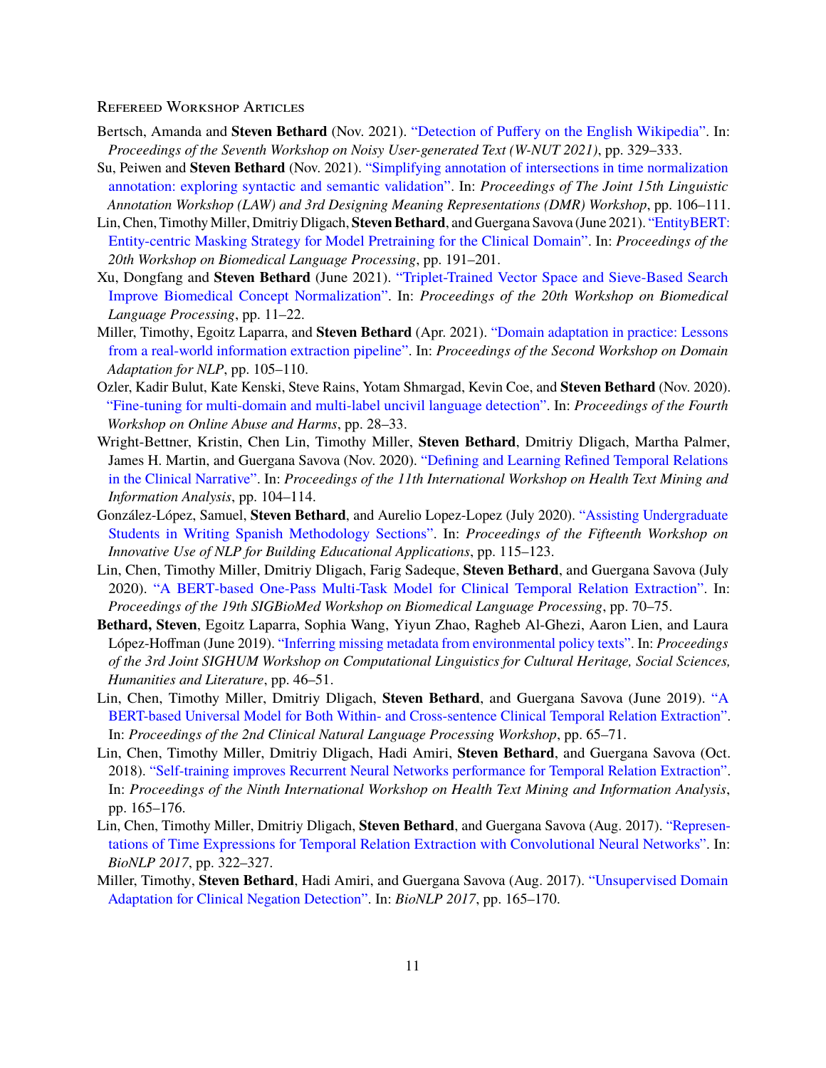### Refereed Workshop Articles

Bertsch, Amanda and **Steven Bethard** (Nov. 2021). "Detection of Puffery on the English Wikipedia". In: *Proceedings of the Seventh Workshop on Noisy User-generated Text (W-NUT 2021)*, pp. 329–333.

Su, Peiwen and **Steven Bethard** (Nov. 2021). "Simplifying annotation of intersections in time normalization annotation: exploring syntactic and semantic validation". In: *Proceedings of The Joint 15th Linguistic Annotation Workshop (LAW) and 3rd Designing Meaning Representations (DMR) Workshop*, pp. 106–111.

Lin, Chen, Timothy Miller, Dmitriy Dligach, **Steven Bethard**, and Guergana Savova (June 2021). "EntityBERT: Entity-centric Masking Strategy for Model Pretraining for the Clinical Domain". In: *Proceedings of the 20th Workshop on Biomedical Language Processing*, pp. 191–201.

Xu, Dongfang and **Steven Bethard** (June 2021). "Triplet-Trained Vector Space and Sieve-Based Search Improve Biomedical Concept Normalization". In: *Proceedings of the 20th Workshop on Biomedical Language Processing*, pp. 11–22.

Miller, Timothy, Egoitz Laparra, and **Steven Bethard** (Apr. 2021). "Domain adaptation in practice: Lessons from a real-world information extraction pipeline". In: *Proceedings of the Second Workshop on Domain Adaptation for NLP*, pp. 105–110.

Ozler, Kadir Bulut, Kate Kenski, Steve Rains, Yotam Shmargad, Kevin Coe, and **Steven Bethard** (Nov. 2020). "Fine-tuning for multi-domain and multi-label uncivil language detection". In: *Proceedings of the Fourth Workshop on Online Abuse and Harms*, pp. 28–33.

Wright-Bettner, Kristin, Chen Lin, Timothy Miller, **Steven Bethard**, Dmitriy Dligach, Martha Palmer, James H. Martin, and Guergana Savova (Nov. 2020). "Defining and Learning Refined Temporal Relations in the Clinical Narrative". In: *Proceedings of the 11th International Workshop on Health Text Mining and Information Analysis*, pp. 104–114.

González-López, Samuel, **Steven Bethard**, and Aurelio Lopez-Lopez (July 2020). "Assisting Undergraduate Students in Writing Spanish Methodology Sections". In: *Proceedings of the Fifteenth Workshop on Innovative Use of NLP for Building Educational Applications*, pp. 115–123.

Lin, Chen, Timothy Miller, Dmitriy Dligach, Farig Sadeque, **Steven Bethard**, and Guergana Savova (July 2020). "A BERT-based One-Pass Multi-Task Model for Clinical Temporal Relation Extraction". In: *Proceedings of the 19th SIGBioMed Workshop on Biomedical Language Processing*, pp. 70–75.

**Bethard, Steven**, Egoitz Laparra, Sophia Wang, Yiyun Zhao, Ragheb Al-Ghezi, Aaron Lien, and Laura López-Hoffman (June 2019). "Inferring missing metadata from environmental policy texts". In: *Proceedings of the 3rd Joint SIGHUM Workshop on Computational Linguistics for Cultural Heritage, Social Sciences, Humanities and Literature*, pp. 46–51.

Lin, Chen, Timothy Miller, Dmitriy Dligach, **Steven Bethard**, and Guergana Savova (June 2019). "A BERT-based Universal Model for Both Within- and Cross-sentence Clinical Temporal Relation Extraction". In: *Proceedings of the 2nd Clinical Natural Language Processing Workshop*, pp. 65–71.

Lin, Chen, Timothy Miller, Dmitriy Dligach, Hadi Amiri, **Steven Bethard**, and Guergana Savova (Oct. 2018). "Self-training improves Recurrent Neural Networks performance for Temporal Relation Extraction". In: *Proceedings of the Ninth International Workshop on Health Text Mining and Information Analysis*, pp. 165–176.

Lin, Chen, Timothy Miller, Dmitriy Dligach, **Steven Bethard**, and Guergana Savova (Aug. 2017). "Representations of Time Expressions for Temporal Relation Extraction with Convolutional Neural Networks". In: *BioNLP 2017*, pp. 322–327.

Miller, Timothy, **Steven Bethard**, Hadi Amiri, and Guergana Savova (Aug. 2017). "Unsupervised Domain Adaptation for Clinical Negation Detection". In: *BioNLP 2017*, pp. 165–170.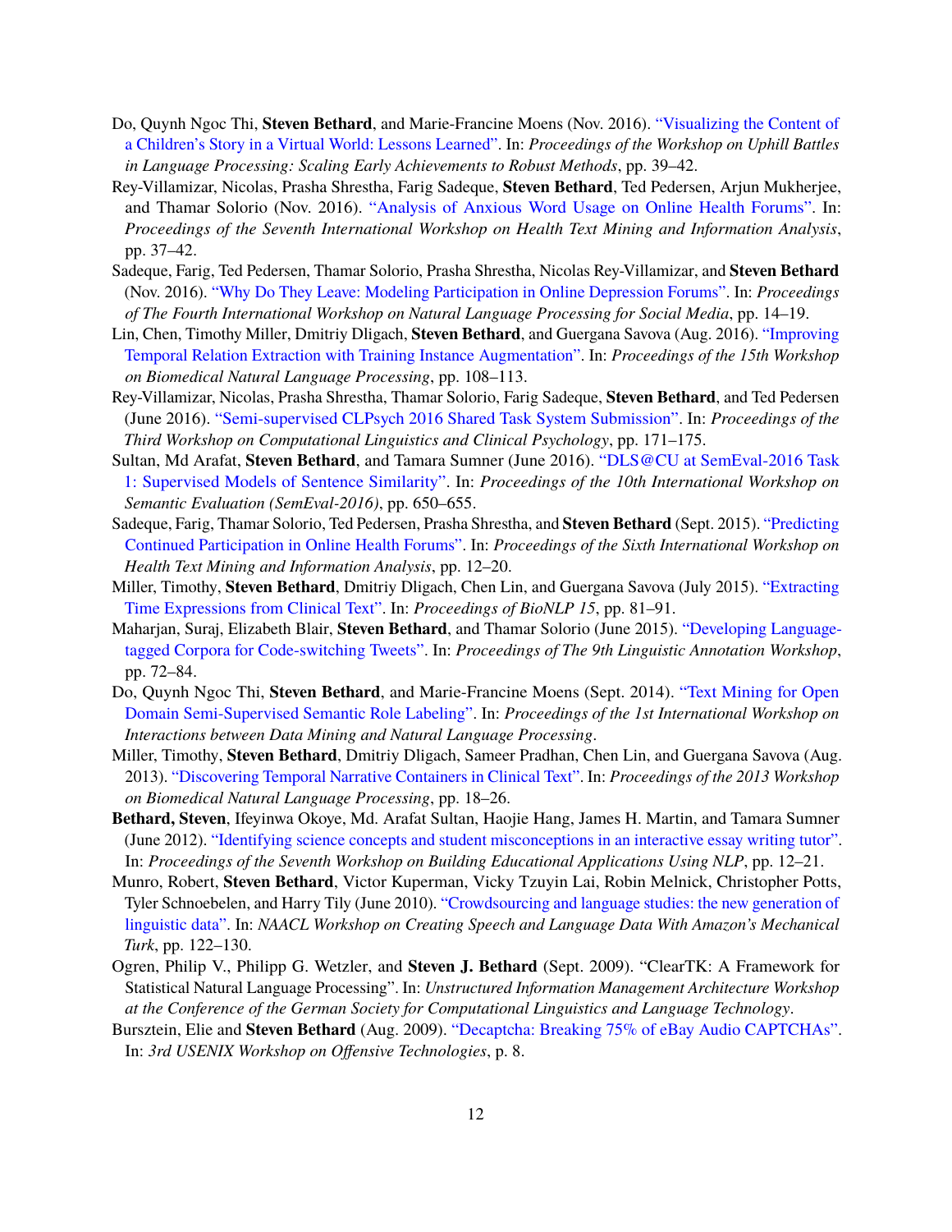Do, Quynh Ngoc Thi, **Steven Bethard**, and Marie-Francine Moens (Nov. 2016). "Visualizing the Content of a Children's Story in a Virtual World: Lessons Learned". In: *Proceedings of the Workshop on Uphill Battles in Language Processing: Scaling Early Achievements to Robust Methods*, pp. 39–42.

Rey-Villamizar, Nicolas, Prasha Shrestha, Farig Sadeque, **Steven Bethard**, Ted Pedersen, Arjun Mukherjee, and Thamar Solorio (Nov. 2016). "Analysis of Anxious Word Usage on Online Health Forums". In: *Proceedings of the Seventh International Workshop on Health Text Mining and Information Analysis*, pp. 37–42.

Sadeque, Farig, Ted Pedersen, Thamar Solorio, Prasha Shrestha, Nicolas Rey-Villamizar, and **Steven Bethard** (Nov. 2016). "Why Do They Leave: Modeling Participation in Online Depression Forums". In: *Proceedings of The Fourth International Workshop on Natural Language Processing for Social Media*, pp. 14–19.

Lin, Chen, Timothy Miller, Dmitriy Dligach, **Steven Bethard**, and Guergana Savova (Aug. 2016). "Improving Temporal Relation Extraction with Training Instance Augmentation". In: *Proceedings of the 15th Workshop on Biomedical Natural Language Processing*, pp. 108–113.

Rey-Villamizar, Nicolas, Prasha Shrestha, Thamar Solorio, Farig Sadeque, **Steven Bethard**, and Ted Pedersen (June 2016). "Semi-supervised CLPsych 2016 Shared Task System Submission". In: *Proceedings of the Third Workshop on Computational Linguistics and Clinical Psychology*, pp. 171–175.

Sultan, Md Arafat, **Steven Bethard**, and Tamara Sumner (June 2016). "DLS@CU at SemEval-2016 Task 1: Supervised Models of Sentence Similarity". In: *Proceedings of the 10th International Workshop on Semantic Evaluation (SemEval-2016)*, pp. 650–655.

Sadeque, Farig, Thamar Solorio, Ted Pedersen, Prasha Shrestha, and **Steven Bethard** (Sept. 2015). "Predicting Continued Participation in Online Health Forums". In: *Proceedings of the Sixth International Workshop on Health Text Mining and Information Analysis*, pp. 12–20.

Miller, Timothy, **Steven Bethard**, Dmitriy Dligach, Chen Lin, and Guergana Savova (July 2015). "Extracting Time Expressions from Clinical Text". In: *Proceedings of BioNLP 15*, pp. 81–91.

Maharjan, Suraj, Elizabeth Blair, **Steven Bethard**, and Thamar Solorio (June 2015). "Developing Language-tagged Corpora for Code-switching Tweets". In: *Proceedings of The 9th Linguistic Annotation Workshop*, pp. 72–84.

Do, Quynh Ngoc Thi, **Steven Bethard**, and Marie-Francine Moens (Sept. 2014). "Text Mining for Open Domain Semi-Supervised Semantic Role Labeling". In: *Proceedings of the 1st International Workshop on Interactions between Data Mining and Natural Language Processing*.

Miller, Timothy, **Steven Bethard**, Dmitriy Dligach, Sameer Pradhan, Chen Lin, and Guergana Savova (Aug. 2013). "Discovering Temporal Narrative Containers in Clinical Text". In: *Proceedings of the 2013 Workshop on Biomedical Natural Language Processing*, pp. 18–26.

**Bethard, Steven**, Ifeyinwa Okoye, Md. Arafat Sultan, Haojie Hang, James H. Martin, and Tamara Sumner (June 2012). "Identifying science concepts and student misconceptions in an interactive essay writing tutor". In: *Proceedings of the Seventh Workshop on Building Educational Applications Using NLP*, pp. 12–21.

Munro, Robert, **Steven Bethard**, Victor Kuperman, Vicky Tzuyin Lai, Robin Melnick, Christopher Potts, Tyler Schnoebelen, and Harry Tily (June 2010). "Crowdsourcing and language studies: the new generation of linguistic data". In: *NAACL Workshop on Creating Speech and Language Data With Amazon's Mechanical Turk*, pp. 122–130.

Ogren, Philip V., Philipp G. Wetzler, and **Steven J. Bethard** (Sept. 2009). "ClearTK: A Framework for Statistical Natural Language Processing". In: *Unstructured Information Management Architecture Workshop at the Conference of the German Society for Computational Linguistics and Language Technology*.

Bursztein, Elie and **Steven Bethard** (Aug. 2009). "Decaptcha: Breaking 75% of eBay Audio CAPTCHAs". In: *3rd USENIX Workshop on Offensive Technologies*, p. 8.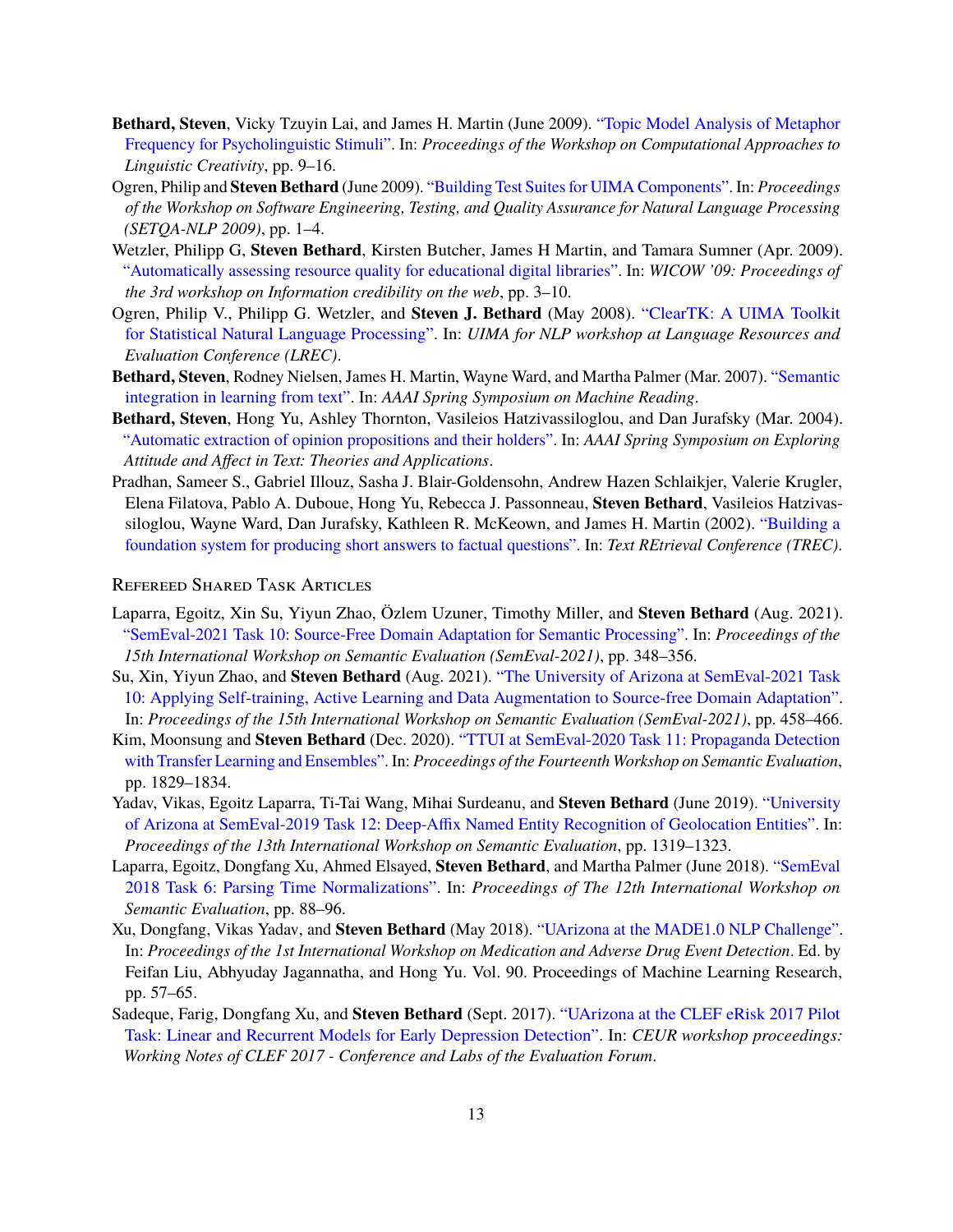**Bethard, Steven**, Vicky Tzuyin Lai, and James H. Martin (June 2009). "Topic Model Analysis of Metaphor Frequency for Psycholinguistic Stimuli". In: *Proceedings of the Workshop on Computational Approaches to Linguistic Creativity*, pp. 9–16.

Ogren, Philip and **Steven Bethard** (June 2009). "Building Test Suites for UIMA Components". In: *Proceedings of the Workshop on Software Engineering, Testing, and Quality Assurance for Natural Language Processing (SETQA-NLP 2009)*, pp. 1–4.

Wetzler, Philipp G, **Steven Bethard**, Kirsten Butcher, James H Martin, and Tamara Sumner (Apr. 2009). "Automatically assessing resource quality for educational digital libraries". In: *WICOW '09: Proceedings of the 3rd workshop on Information credibility on the web*, pp. 3–10.

Ogren, Philip V., Philipp G. Wetzler, and **Steven J. Bethard** (May 2008). "ClearTK: A UIMA Toolkit for Statistical Natural Language Processing". In: *UIMA for NLP workshop at Language Resources and Evaluation Conference (LREC)*.

**Bethard, Steven**, Rodney Nielsen, James H. Martin, Wayne Ward, and Martha Palmer (Mar. 2007). "Semantic integration in learning from text". In: *AAAI Spring Symposium on Machine Reading*.

**Bethard, Steven**, Hong Yu, Ashley Thornton, Vasileios Hatzivassiloglou, and Dan Jurafsky (Mar. 2004). "Automatic extraction of opinion propositions and their holders". In: *AAAI Spring Symposium on Exploring Attitude and Affect in Text: Theories and Applications*.

Pradhan, Sameer S., Gabriel Illouz, Sasha J. Blair-Goldensohn, Andrew Hazen Schlaikjer, Valerie Krugler, Elena Filatova, Pablo A. Duboue, Hong Yu, Rebecca J. Passonneau, **Steven Bethard**, Vasileios Hatzivassiloglou, Wayne Ward, Dan Jurafsky, Kathleen R. McKeown, and James H. Martin (2002). "Building a foundation system for producing short answers to factual questions". In: *Text REtrieval Conference (TREC)*.

### Refereed Shared Task Articles

Laparra, Egoitz, Xin Su, Yiyun Zhao, Özlem Uzuner, Timothy Miller, and **Steven Bethard** (Aug. 2021). "SemEval-2021 Task 10: Source-Free Domain Adaptation for Semantic Processing". In: *Proceedings of the 15th International Workshop on Semantic Evaluation (SemEval-2021)*, pp. 348–356.

Su, Xin, Yiyun Zhao, and **Steven Bethard** (Aug. 2021). "The University of Arizona at SemEval-2021 Task 10: Applying Self-training, Active Learning and Data Augmentation to Source-free Domain Adaptation". In: *Proceedings of the 15th International Workshop on Semantic Evaluation (SemEval-2021)*, pp. 458–466.

Kim, Moonsung and **Steven Bethard** (Dec. 2020). "TTUI at SemEval-2020 Task 11: Propaganda Detection with Transfer Learning and Ensembles". In: *Proceedings of the Fourteenth Workshop on Semantic Evaluation*, pp. 1829–1834.

Yadav, Vikas, Egoitz Laparra, Ti-Tai Wang, Mihai Surdeanu, and **Steven Bethard** (June 2019). "University of Arizona at SemEval-2019 Task 12: Deep-Affix Named Entity Recognition of Geolocation Entities". In: *Proceedings of the 13th International Workshop on Semantic Evaluation*, pp. 1319–1323.

Laparra, Egoitz, Dongfang Xu, Ahmed Elsayed, **Steven Bethard**, and Martha Palmer (June 2018). "SemEval 2018 Task 6: Parsing Time Normalizations". In: *Proceedings of The 12th International Workshop on Semantic Evaluation*, pp. 88–96.

Xu, Dongfang, Vikas Yadav, and **Steven Bethard** (May 2018). "UArizona at the MADE1.0 NLP Challenge". In: *Proceedings of the 1st International Workshop on Medication and Adverse Drug Event Detection*. Ed. by Feifan Liu, Abhyuday Jagannatha, and Hong Yu. Vol. 90. Proceedings of Machine Learning Research, pp. 57–65.

Sadeque, Farig, Dongfang Xu, and **Steven Bethard** (Sept. 2017). "UArizona at the CLEF eRisk 2017 Pilot Task: Linear and Recurrent Models for Early Depression Detection". In: *CEUR workshop proceedings: Working Notes of CLEF 2017 - Conference and Labs of the Evaluation Forum*.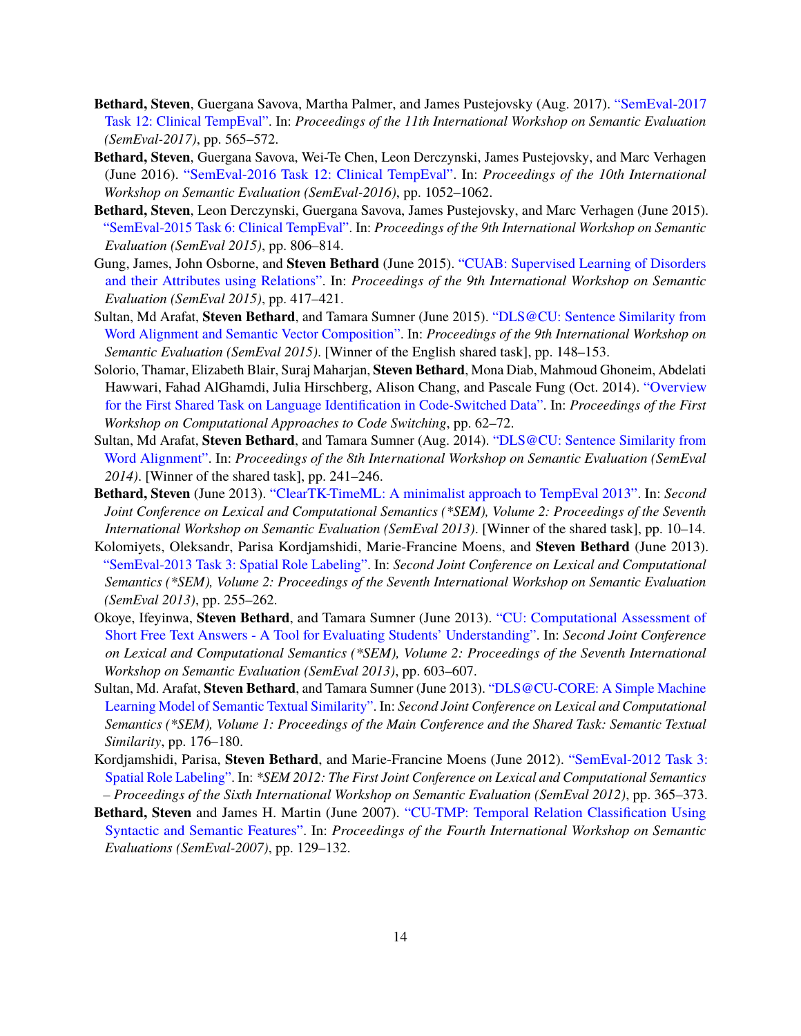**Bethard, Steven**, Guergana Savova, Martha Palmer, and James Pustejovsky (Aug. 2017). "SemEval-2017 Task 12: Clinical TempEval". In: *Proceedings of the 11th International Workshop on Semantic Evaluation (SemEval-2017)*, pp. 565–572.

**Bethard, Steven**, Guergana Savova, Wei-Te Chen, Leon Derczynski, James Pustejovsky, and Marc Verhagen (June 2016). "SemEval-2016 Task 12: Clinical TempEval". In: *Proceedings of the 10th International Workshop on Semantic Evaluation (SemEval-2016)*, pp. 1052–1062.

**Bethard, Steven**, Leon Derczynski, Guergana Savova, James Pustejovsky, and Marc Verhagen (June 2015). "SemEval-2015 Task 6: Clinical TempEval". In: *Proceedings of the 9th International Workshop on Semantic Evaluation (SemEval 2015)*, pp. 806–814.

Gung, James, John Osborne, and **Steven Bethard** (June 2015). "CUAB: Supervised Learning of Disorders and their Attributes using Relations". In: *Proceedings of the 9th International Workshop on Semantic Evaluation (SemEval 2015)*, pp. 417–421.

Sultan, Md Arafat, **Steven Bethard**, and Tamara Sumner (June 2015). "DLS@CU: Sentence Similarity from Word Alignment and Semantic Vector Composition". In: *Proceedings of the 9th International Workshop on Semantic Evaluation (SemEval 2015)*. [Winner of the English shared task], pp. 148–153.

Solorio, Thamar, Elizabeth Blair, Suraj Maharjan, **Steven Bethard**, Mona Diab, Mahmoud Ghoneim, Abdelati Hawwari, Fahad AlGhamdi, Julia Hirschberg, Alison Chang, and Pascale Fung (Oct. 2014). "Overview for the First Shared Task on Language Identification in Code-Switched Data". In: *Proceedings of the First Workshop on Computational Approaches to Code Switching*, pp. 62–72.

Sultan, Md Arafat, **Steven Bethard**, and Tamara Sumner (Aug. 2014). "DLS@CU: Sentence Similarity from Word Alignment". In: *Proceedings of the 8th International Workshop on Semantic Evaluation (SemEval 2014)*. [Winner of the shared task], pp. 241–246.

**Bethard, Steven** (June 2013). "ClearTK-TimeML: A minimalist approach to TempEval 2013". In: *Second Joint Conference on Lexical and Computational Semantics (*SEM), Volume 2: Proceedings of the Seventh International Workshop on Semantic Evaluation (SemEval 2013)*. [Winner of the shared task], pp. 10–14.

Kolomiyets, Oleksandr, Parisa Kordjamshidi, Marie-Francine Moens, and **Steven Bethard** (June 2013). "SemEval-2013 Task 3: Spatial Role Labeling". In: *Second Joint Conference on Lexical and Computational Semantics (*SEM), Volume 2: Proceedings of the Seventh International Workshop on Semantic Evaluation (SemEval 2013)*, pp. 255–262.

Okoye, Ifeyinwa, **Steven Bethard**, and Tamara Sumner (June 2013). "CU: Computational Assessment of Short Free Text Answers - A Tool for Evaluating Students' Understanding". In: *Second Joint Conference on Lexical and Computational Semantics (*SEM), Volume 2: Proceedings of the Seventh International Workshop on Semantic Evaluation (SemEval 2013)*, pp. 603–607.

Sultan, Md. Arafat, **Steven Bethard**, and Tamara Sumner (June 2013). "DLS@CU-CORE: A Simple Machine Learning Model of Semantic Textual Similarity". In: *Second Joint Conference on Lexical and Computational Semantics (*SEM), Volume 1: Proceedings of the Main Conference and the Shared Task: Semantic Textual Similarity*, pp. 176–180.

Kordjamshidi, Parisa, **Steven Bethard**, and Marie-Francine Moens (June 2012). "SemEval-2012 Task 3: Spatial Role Labeling". In: *\*SEM 2012: The First Joint Conference on Lexical and Computational Semantics – Proceedings of the Sixth International Workshop on Semantic Evaluation (SemEval 2012)*, pp. 365–373.

**Bethard, Steven** and James H. Martin (June 2007). "CU-TMP: Temporal Relation Classification Using Syntactic and Semantic Features". In: *Proceedings of the Fourth International Workshop on Semantic Evaluations (SemEval-2007)*, pp. 129–132.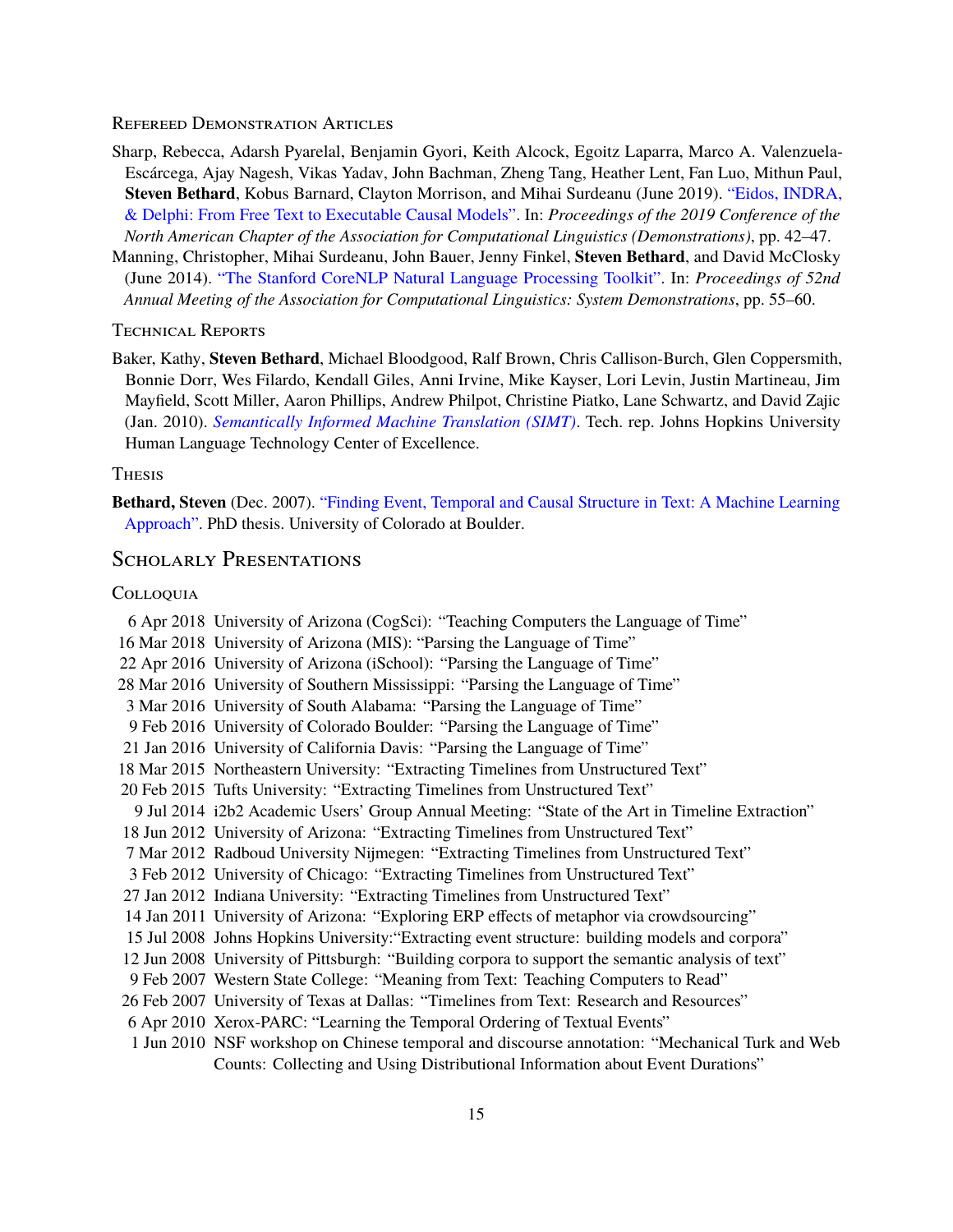### Refereed Demonstration Articles

Sharp, Rebecca, Adarsh Pyarelal, Benjamin Gyori, Keith Alcock, Egoitz Laparra, Marco A. Valenzuela-Escárcega, Ajay Nagesh, Vikas Yadav, John Bachman, Zheng Tang, Heather Lent, Fan Luo, Mithun Paul, **Steven Bethard**, Kobus Barnard, Clayton Morrison, and Mihai Surdeanu (June 2019). "Eidos, INDRA, & Delphi: From Free Text to Executable Causal Models". In: *Proceedings of the 2019 Conference of the North American Chapter of the Association for Computational Linguistics (Demonstrations)*, pp. 42–47.

Manning, Christopher, Mihai Surdeanu, John Bauer, Jenny Finkel, **Steven Bethard**, and David McClosky (June 2014). "The Stanford CoreNLP Natural Language Processing Toolkit". In: *Proceedings of 52nd Annual Meeting of the Association for Computational Linguistics: System Demonstrations*, pp. 55–60.

### Technical Reports

Baker, Kathy, **Steven Bethard**, Michael Bloodgood, Ralf Brown, Chris Callison-Burch, Glen Coppersmith, Bonnie Dorr, Wes Filardo, Kendall Giles, Anni Irvine, Mike Kayser, Lori Levin, Justin Martineau, Jim Mayfield, Scott Miller, Aaron Phillips, Andrew Philpot, Christine Piatko, Lane Schwartz, and David Zajic (Jan. 2010). *Semantically Informed Machine Translation (SIMT)*. Tech. rep. Johns Hopkins University Human Language Technology Center of Excellence.

### Thesis

**Bethard, Steven** (Dec. 2007). "Finding Event, Temporal and Causal Structure in Text: A Machine Learning Approach". PhD thesis. University of Colorado at Boulder.

## Scholarly Presentations

### Colloquia

- 6 Apr 2018 University of Arizona (CogSci): "Teaching Computers the Language of Time"
- 16 Mar 2018 University of Arizona (MIS): "Parsing the Language of Time"
- 22 Apr 2016 University of Arizona (iSchool): "Parsing the Language of Time"
- 28 Mar 2016 University of Southern Mississippi: "Parsing the Language of Time"
- 3 Mar 2016 University of South Alabama: "Parsing the Language of Time"
- 9 Feb 2016 University of Colorado Boulder: "Parsing the Language of Time"
- 21 Jan 2016 University of California Davis: "Parsing the Language of Time"
- 18 Mar 2015 Northeastern University: "Extracting Timelines from Unstructured Text"
- 20 Feb 2015 Tufts University: "Extracting Timelines from Unstructured Text"
- 9 Jul 2014 i2b2 Academic Users' Group Annual Meeting: "State of the Art in Timeline Extraction"
- 18 Jun 2012 University of Arizona: "Extracting Timelines from Unstructured Text"
- 7 Mar 2012 Radboud University Nijmegen: "Extracting Timelines from Unstructured Text"
- 3 Feb 2012 University of Chicago: "Extracting Timelines from Unstructured Text"
- 27 Jan 2012 Indiana University: "Extracting Timelines from Unstructured Text"
- 14 Jan 2011 University of Arizona: "Exploring ERP effects of metaphor via crowdsourcing"
- 15 Jul 2008 Johns Hopkins University:"Extracting event structure: building models and corpora"
- 12 Jun 2008 University of Pittsburgh: "Building corpora to support the semantic analysis of text"
- 9 Feb 2007 Western State College: "Meaning from Text: Teaching Computers to Read"
- 26 Feb 2007 University of Texas at Dallas: "Timelines from Text: Research and Resources"
- 6 Apr 2010 Xerox-PARC: "Learning the Temporal Ordering of Textual Events"
- 1 Jun 2010 NSF workshop on Chinese temporal and discourse annotation: "Mechanical Turk and Web Counts: Collecting and Using Distributional Information about Event Durations"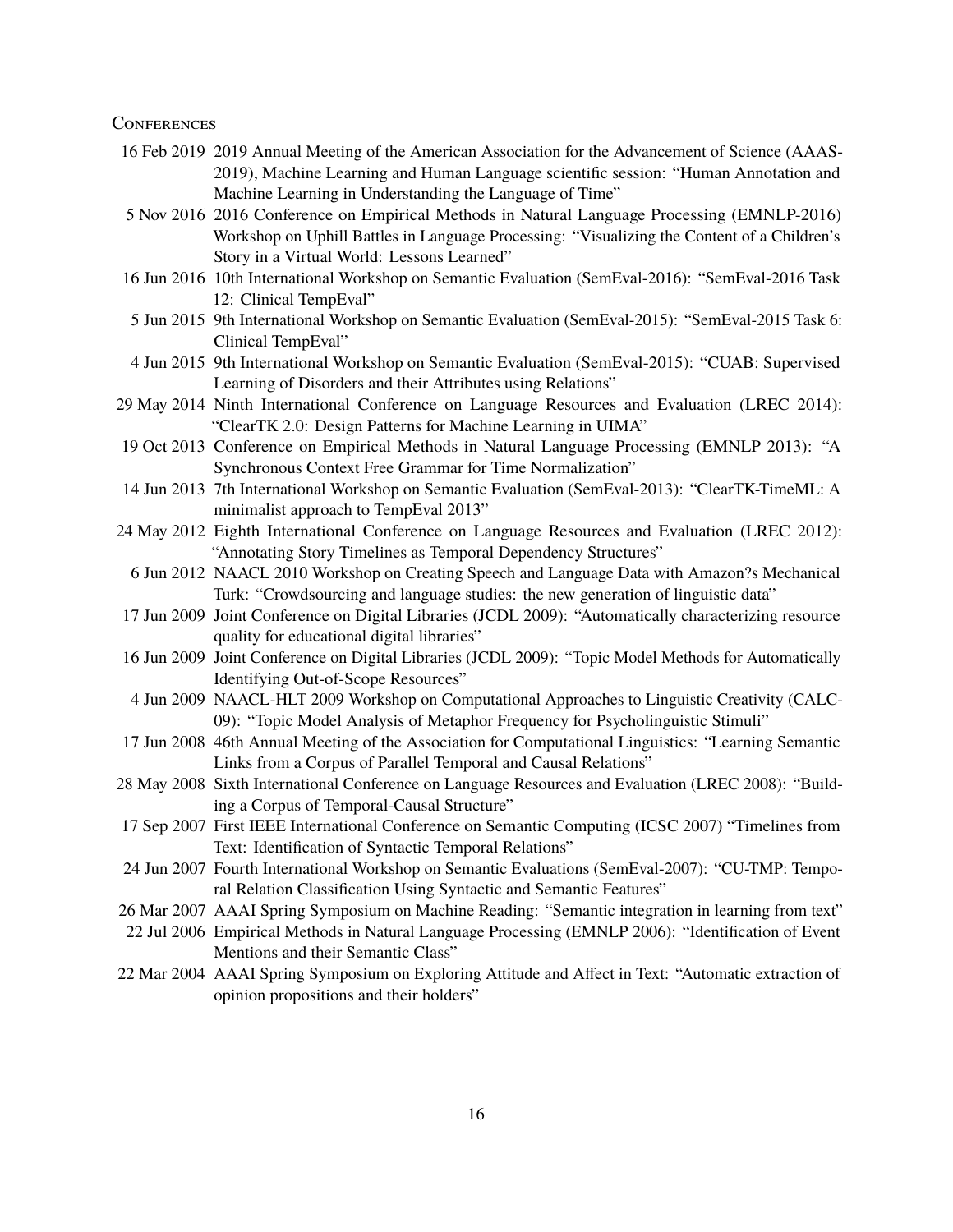## Conferences

- 16 Feb 2019 2019 Annual Meeting of the American Association for the Advancement of Science (AAAS-2019), Machine Learning and Human Language scientific session: "Human Annotation and Machine Learning in Understanding the Language of Time"
- 5 Nov 2016 2016 Conference on Empirical Methods in Natural Language Processing (EMNLP-2016) Workshop on Uphill Battles in Language Processing: "Visualizing the Content of a Children's Story in a Virtual World: Lessons Learned"
- 16 Jun 2016 10th International Workshop on Semantic Evaluation (SemEval-2016): "SemEval-2016 Task 12: Clinical TempEval"
- 5 Jun 2015 9th International Workshop on Semantic Evaluation (SemEval-2015): "SemEval-2015 Task 6: Clinical TempEval"
- 4 Jun 2015 9th International Workshop on Semantic Evaluation (SemEval-2015): "CUAB: Supervised Learning of Disorders and their Attributes using Relations"
- 29 May 2014 Ninth International Conference on Language Resources and Evaluation (LREC 2014): "ClearTK 2.0: Design Patterns for Machine Learning in UIMA"
- 19 Oct 2013 Conference on Empirical Methods in Natural Language Processing (EMNLP 2013): "A Synchronous Context Free Grammar for Time Normalization"
- 14 Jun 2013 7th International Workshop on Semantic Evaluation (SemEval-2013): "ClearTK-TimeML: A minimalist approach to TempEval 2013"
- 24 May 2012 Eighth International Conference on Language Resources and Evaluation (LREC 2012): "Annotating Story Timelines as Temporal Dependency Structures"
- 6 Jun 2012 NAACL 2010 Workshop on Creating Speech and Language Data with Amazon?s Mechanical Turk: "Crowdsourcing and language studies: the new generation of linguistic data"
- 17 Jun 2009 Joint Conference on Digital Libraries (JCDL 2009): "Automatically characterizing resource quality for educational digital libraries"
- 16 Jun 2009 Joint Conference on Digital Libraries (JCDL 2009): "Topic Model Methods for Automatically Identifying Out-of-Scope Resources"
- 4 Jun 2009 NAACL-HLT 2009 Workshop on Computational Approaches to Linguistic Creativity (CALC-09): "Topic Model Analysis of Metaphor Frequency for Psycholinguistic Stimuli"
- 17 Jun 2008 46th Annual Meeting of the Association for Computational Linguistics: "Learning Semantic Links from a Corpus of Parallel Temporal and Causal Relations"
- 28 May 2008 Sixth International Conference on Language Resources and Evaluation (LREC 2008): "Building a Corpus of Temporal-Causal Structure"
- 17 Sep 2007 First IEEE International Conference on Semantic Computing (ICSC 2007) "Timelines from Text: Identification of Syntactic Temporal Relations"
- 24 Jun 2007 Fourth International Workshop on Semantic Evaluations (SemEval-2007): "CU-TMP: Temporal Relation Classification Using Syntactic and Semantic Features"
- 26 Mar 2007 AAAI Spring Symposium on Machine Reading: "Semantic integration in learning from text"
- 22 Jul 2006 Empirical Methods in Natural Language Processing (EMNLP 2006): "Identification of Event Mentions and their Semantic Class"
- 22 Mar 2004 AAAI Spring Symposium on Exploring Attitude and Affect in Text: "Automatic extraction of opinion propositions and their holders"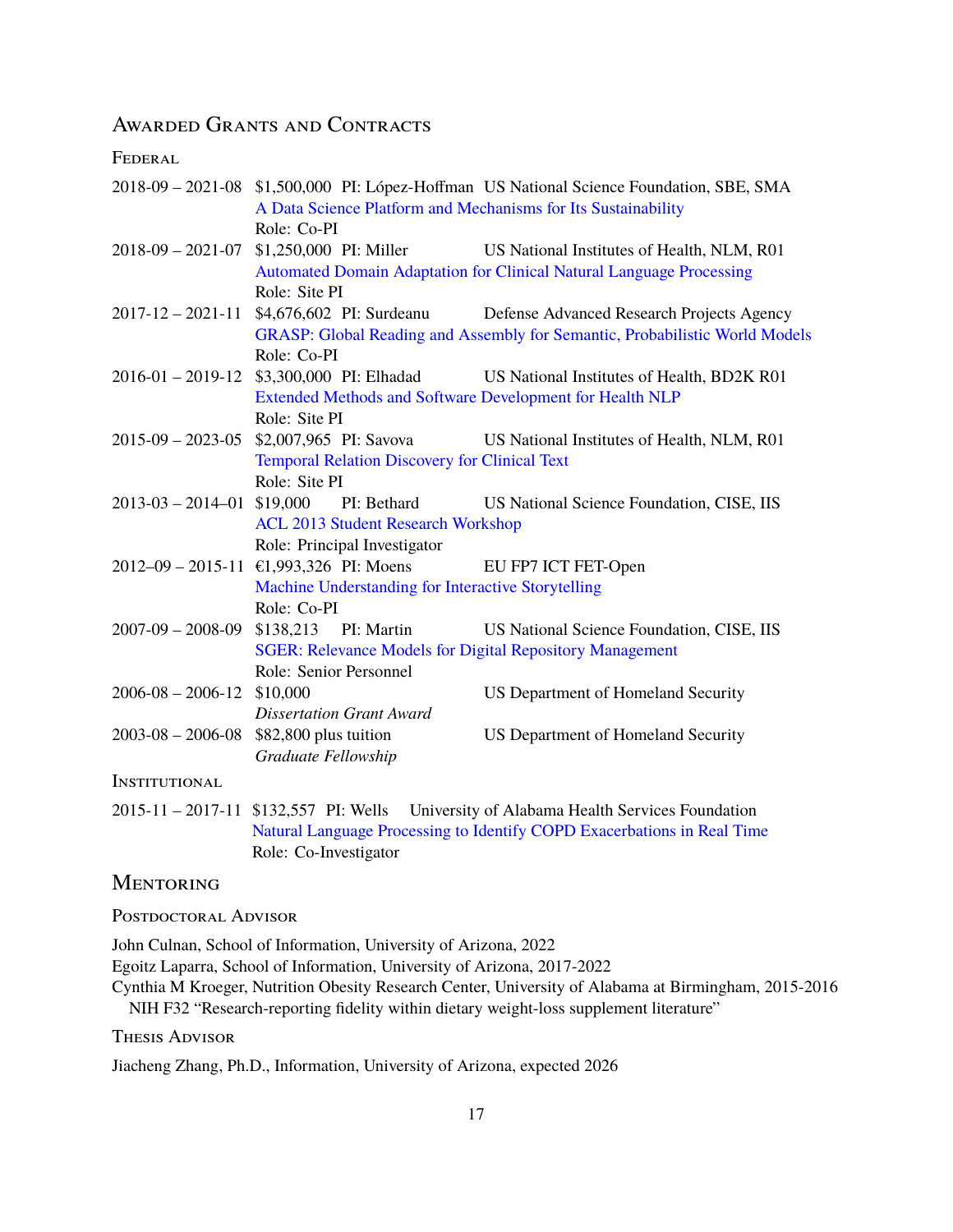## Awarded Grants and Contracts

### Federal

2018-09 – 2021-08 $1,500,000 PI: López-Hoffman US National Science Foundation, SBE, SMA
A Data Science Platform and Mechanisms for Its Sustainability
Role: Co-PI

2018-09 – 2021-07 $1,250,000 PI: Miller US National Institutes of Health, NLM, R01
Automated Domain Adaptation for Clinical Natural Language Processing
Role: Site PI

2017-12 – 2021-11 $4,676,602 PI: Surdeanu Defense Advanced Research Projects Agency
GRASP: Global Reading and Assembly for Semantic, Probabilistic World Models
Role: Co-PI

2016-01 – 2019-12 $3,300,000 PI: Elhadad US National Institutes of Health, BD2K R01
Extended Methods and Software Development for Health NLP
Role: Site PI

2015-09 – 2023-05 $2,007,965 PI: Savova US National Institutes of Health, NLM, R01
Temporal Relation Discovery for Clinical Text
Role: Site PI

2013-03 – 2014–01 $19,000 PI: Bethard US National Science Foundation, CISE, IIS
ACL 2013 Student Research Workshop
Role: Principal Investigator

2012–09 – 2015-11 €1,993,326 PI: Moens EU FP7 ICT FET-Open
Machine Understanding for Interactive Storytelling
Role: Co-PI

2007-09 – 2008-09 $138,213 PI: Martin US National Science Foundation, CISE, IIS
SGER: Relevance Models for Digital Repository Management
Role: Senior Personnel

2006-08 – 2006-12 $10,000 US Department of Homeland Security
*Dissertation Grant Award*

2003-08 – 2006-08 $82,800 plus tuition US Department of Homeland Security
*Graduate Fellowship*

### Institutional

2015-11 – 2017-11 $132,557 PI: Wells University of Alabama Health Services Foundation
Natural Language Processing to Identify COPD Exacerbations in Real Time
Role: Co-Investigator

## Mentoring

### Postdoctoral Advisor

John Culnan, School of Information, University of Arizona, 2022
Egoitz Laparra, School of Information, University of Arizona, 2017-2022
Cynthia M Kroeger, Nutrition Obesity Research Center, University of Alabama at Birmingham, 2015-2016
NIH F32 "Research-reporting fidelity within dietary weight-loss supplement literature"

### Thesis Advisor

Jiacheng Zhang, Ph.D., Information, University of Arizona, expected 2026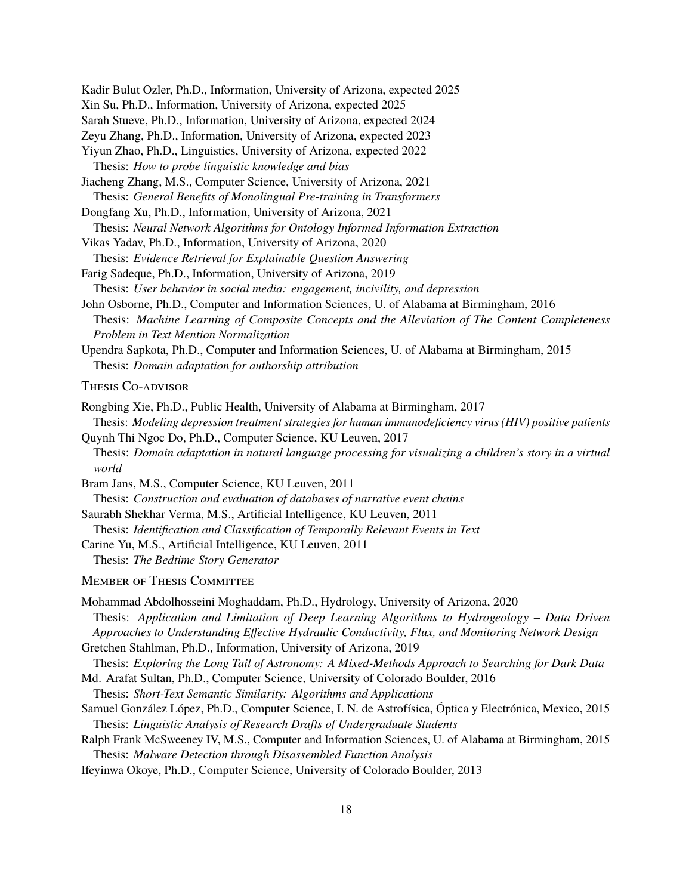Kadir Bulut Ozler, Ph.D., Information, University of Arizona, expected 2025
Xin Su, Ph.D., Information, University of Arizona, expected 2025
Sarah Stueve, Ph.D., Information, University of Arizona, expected 2024
Zeyu Zhang, Ph.D., Information, University of Arizona, expected 2023
Yiyun Zhao, Ph.D., Linguistics, University of Arizona, expected 2022
  Thesis: *How to probe linguistic knowledge and bias*
Jiacheng Zhang, M.S., Computer Science, University of Arizona, 2021
  Thesis: *General Benefits of Monolingual Pre-training in Transformers*
Dongfang Xu, Ph.D., Information, University of Arizona, 2021
  Thesis: *Neural Network Algorithms for Ontology Informed Information Extraction*
Vikas Yadav, Ph.D., Information, University of Arizona, 2020
  Thesis: *Evidence Retrieval for Explainable Question Answering*
Farig Sadeque, Ph.D., Information, University of Arizona, 2019
  Thesis: *User behavior in social media: engagement, incivility, and depression*
John Osborne, Ph.D., Computer and Information Sciences, U. of Alabama at Birmingham, 2016
  Thesis: *Machine Learning of Composite Concepts and the Alleviation of The Content Completeness Problem in Text Mention Normalization*
Upendra Sapkota, Ph.D., Computer and Information Sciences, U. of Alabama at Birmingham, 2015
  Thesis: *Domain adaptation for authorship attribution*

### Thesis Co-advisor

Rongbing Xie, Ph.D., Public Health, University of Alabama at Birmingham, 2017
  Thesis: *Modeling depression treatment strategies for human immunodeficiency virus (HIV) positive patients*
Quynh Thi Ngoc Do, Ph.D., Computer Science, KU Leuven, 2017
  Thesis: *Domain adaptation in natural language processing for visualizing a children's story in a virtual world*
Bram Jans, M.S., Computer Science, KU Leuven, 2011
  Thesis: *Construction and evaluation of databases of narrative event chains*
Saurabh Shekhar Verma, M.S., Artificial Intelligence, KU Leuven, 2011
  Thesis: *Identification and Classification of Temporally Relevant Events in Text*
Carine Yu, M.S., Artificial Intelligence, KU Leuven, 2011
  Thesis: *The Bedtime Story Generator*

### Member of Thesis Committee

Mohammad Abdolhosseini Moghaddam, Ph.D., Hydrology, University of Arizona, 2020
  Thesis: *Application and Limitation of Deep Learning Algorithms to Hydrogeology – Data Driven Approaches to Understanding Effective Hydraulic Conductivity, Flux, and Monitoring Network Design*
Gretchen Stahlman, Ph.D., Information, University of Arizona, 2019
  Thesis: *Exploring the Long Tail of Astronomy: A Mixed-Methods Approach to Searching for Dark Data*
Md. Arafat Sultan, Ph.D., Computer Science, University of Colorado Boulder, 2016
  Thesis: *Short-Text Semantic Similarity: Algorithms and Applications*
Samuel González López, Ph.D., Computer Science, I. N. de Astrofísica, Óptica y Electrónica, Mexico, 2015
  Thesis: *Linguistic Analysis of Research Drafts of Undergraduate Students*
Ralph Frank McSweeney IV, M.S., Computer and Information Sciences, U. of Alabama at Birmingham, 2015
  Thesis: *Malware Detection through Disassembled Function Analysis*
Ifeyinwa Okoye, Ph.D., Computer Science, University of Colorado Boulder, 2013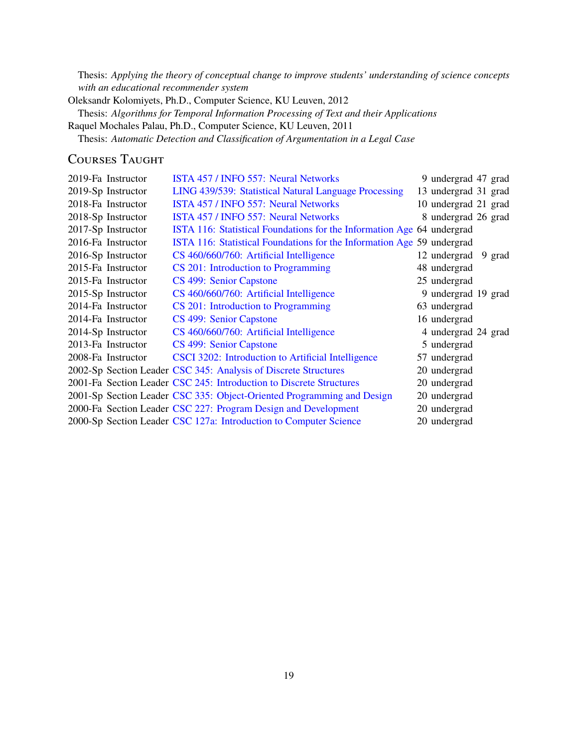Thesis: *Applying the theory of conceptual change to improve students' understanding of science concepts with an educational recommender system*

Oleksandr Kolomiyets, Ph.D., Computer Science, KU Leuven, 2012

Thesis: *Algorithms for Temporal Information Processing of Text and their Applications*

Raquel Mochales Palau, Ph.D., Computer Science, KU Leuven, 2011

Thesis: *Automatic Detection and Classification of Argumentation in a Legal Case*

## Courses Taught

| | | | | |
|---|---|---|---|---|
| 2019-Fa | Instructor | ISTA 457 / INFO 557: Neural Networks | 9 undergrad | 47 grad |
| 2019-Sp | Instructor | LING 439/539: Statistical Natural Language Processing | 13 undergrad | 31 grad |
| 2018-Fa | Instructor | ISTA 457 / INFO 557: Neural Networks | 10 undergrad | 21 grad |
| 2018-Sp | Instructor | ISTA 457 / INFO 557: Neural Networks | 8 undergrad | 26 grad |
| 2017-Sp | Instructor | ISTA 116: Statistical Foundations for the Information Age | 64 undergrad | |
| 2016-Fa | Instructor | ISTA 116: Statistical Foundations for the Information Age | 59 undergrad | |
| 2016-Sp | Instructor | CS 460/660/760: Artificial Intelligence | 12 undergrad | 9 grad |
| 2015-Fa | Instructor | CS 201: Introduction to Programming | 48 undergrad | |
| 2015-Fa | Instructor | CS 499: Senior Capstone | 25 undergrad | |
| 2015-Sp | Instructor | CS 460/660/760: Artificial Intelligence | 9 undergrad | 19 grad |
| 2014-Fa | Instructor | CS 201: Introduction to Programming | 63 undergrad | |
| 2014-Fa | Instructor | CS 499: Senior Capstone | 16 undergrad | |
| 2014-Sp | Instructor | CS 460/660/760: Artificial Intelligence | 4 undergrad | 24 grad |
| 2013-Fa | Instructor | CS 499: Senior Capstone | 5 undergrad | |
| 2008-Fa | Instructor | CSCI 3202: Introduction to Artificial Intelligence | 57 undergrad | |
| 2002-Sp | Section Leader | CSC 345: Analysis of Discrete Structures | 20 undergrad | |
| 2001-Fa | Section Leader | CSC 245: Introduction to Discrete Structures | 20 undergrad | |
| 2001-Sp | Section Leader | CSC 335: Object-Oriented Programming and Design | 20 undergrad | |
| 2000-Fa | Section Leader | CSC 227: Program Design and Development | 20 undergrad | |
| 2000-Sp | Section Leader | CSC 127a: Introduction to Computer Science | 20 undergrad | |